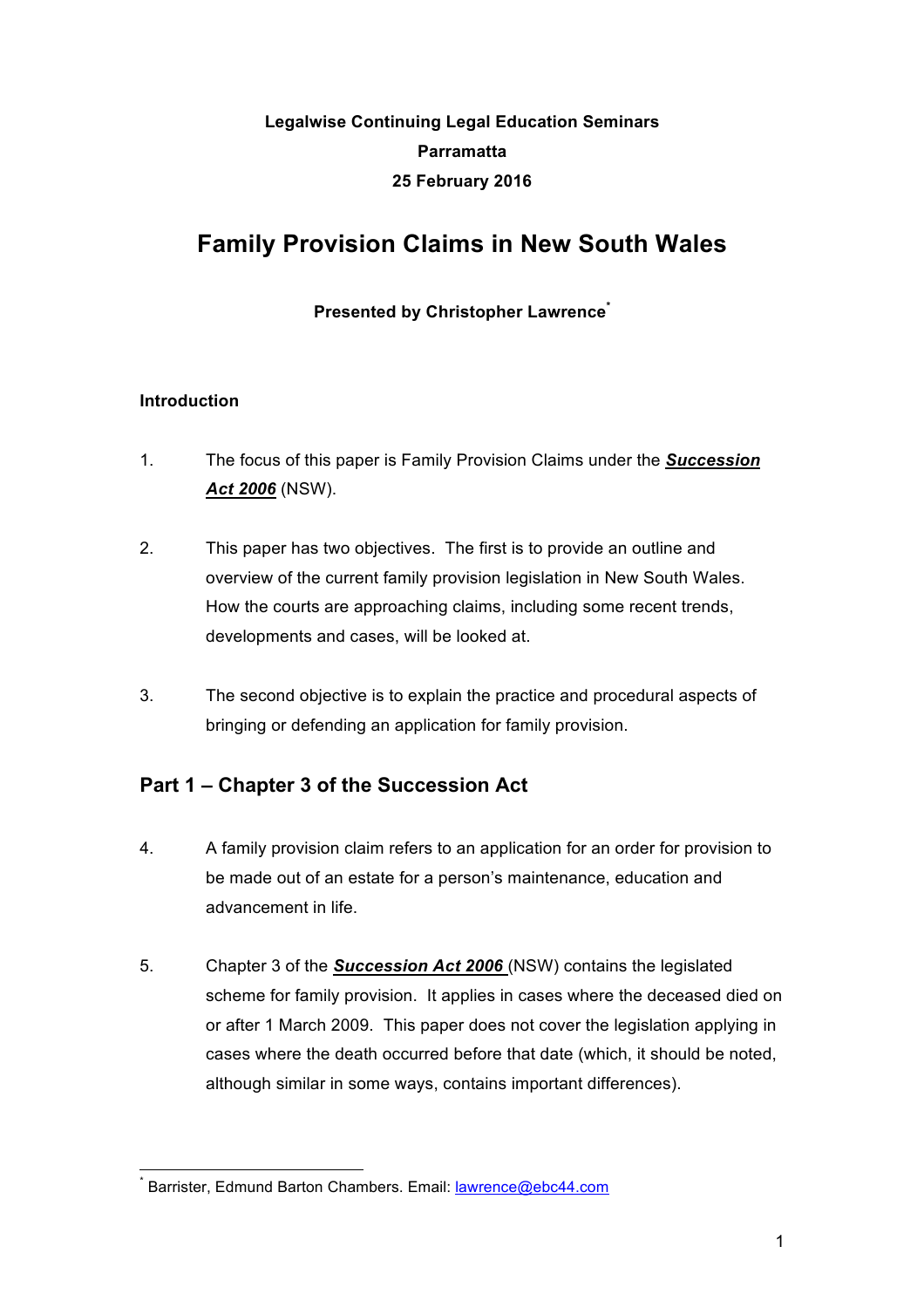**Legalwise Continuing Legal Education Seminars**
**Parramatta**
**25 February 2016**

# Family Provision Claims in New South Wales

**Presented by Christopher Lawrence[*]**

**Introduction**

1. The focus of this paper is Family Provision Claims under the ***Succession Act 2006*** (NSW).

2. This paper has two objectives. The first is to provide an outline and overview of the current family provision legislation in New South Wales. How the courts are approaching claims, including some recent trends, developments and cases, will be looked at.

3. The second objective is to explain the practice and procedural aspects of bringing or defending an application for family provision.

## Part 1 – Chapter 3 of the Succession Act

4. A family provision claim refers to an application for an order for provision to be made out of an estate for a person's maintenance, education and advancement in life.

5. Chapter 3 of the ***Succession Act 2006*** (NSW) contains the legislated scheme for family provision. It applies in cases where the deceased died on or after 1 March 2009. This paper does not cover the legislation applying in cases where the death occurred before that date (which, it should be noted, although similar in some ways, contains important differences).

[*] Barrister, Edmund Barton Chambers. Email: lawrence@ebc44.com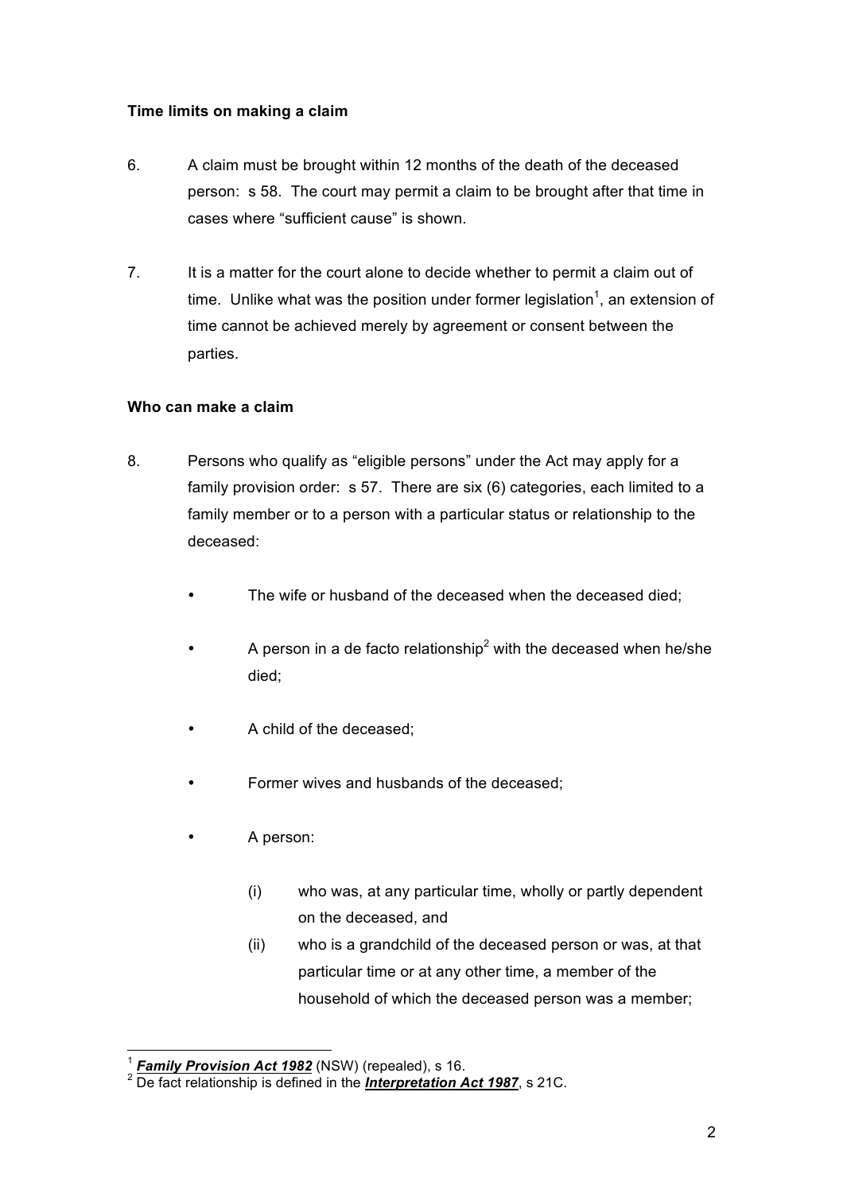**Time limits on making a claim**

6. A claim must be brought within 12 months of the death of the deceased person: s 58. The court may permit a claim to be brought after that time in cases where "sufficient cause" is shown.

7. It is a matter for the court alone to decide whether to permit a claim out of time. Unlike what was the position under former legislation[1], an extension of time cannot be achieved merely by agreement or consent between the parties.

**Who can make a claim**

8. Persons who qualify as "eligible persons" under the Act may apply for a family provision order: s 57. There are six (6) categories, each limited to a family member or to a person with a particular status or relationship to the deceased:

- The wife or husband of the deceased when the deceased died;
- A person in a de facto relationship[2] with the deceased when he/she died;
- A child of the deceased;
- Former wives and husbands of the deceased;
- A person:
  - (i) who was, at any particular time, wholly or partly dependent on the deceased, and
  - (ii) who is a grandchild of the deceased person or was, at that particular time or at any other time, a member of the household of which the deceased person was a member;

---

[1] ***Family Provision Act 1982*** (NSW) (repealed), s 16.

[2] De fact relationship is defined in the ***Interpretation Act 1987***, s 21C.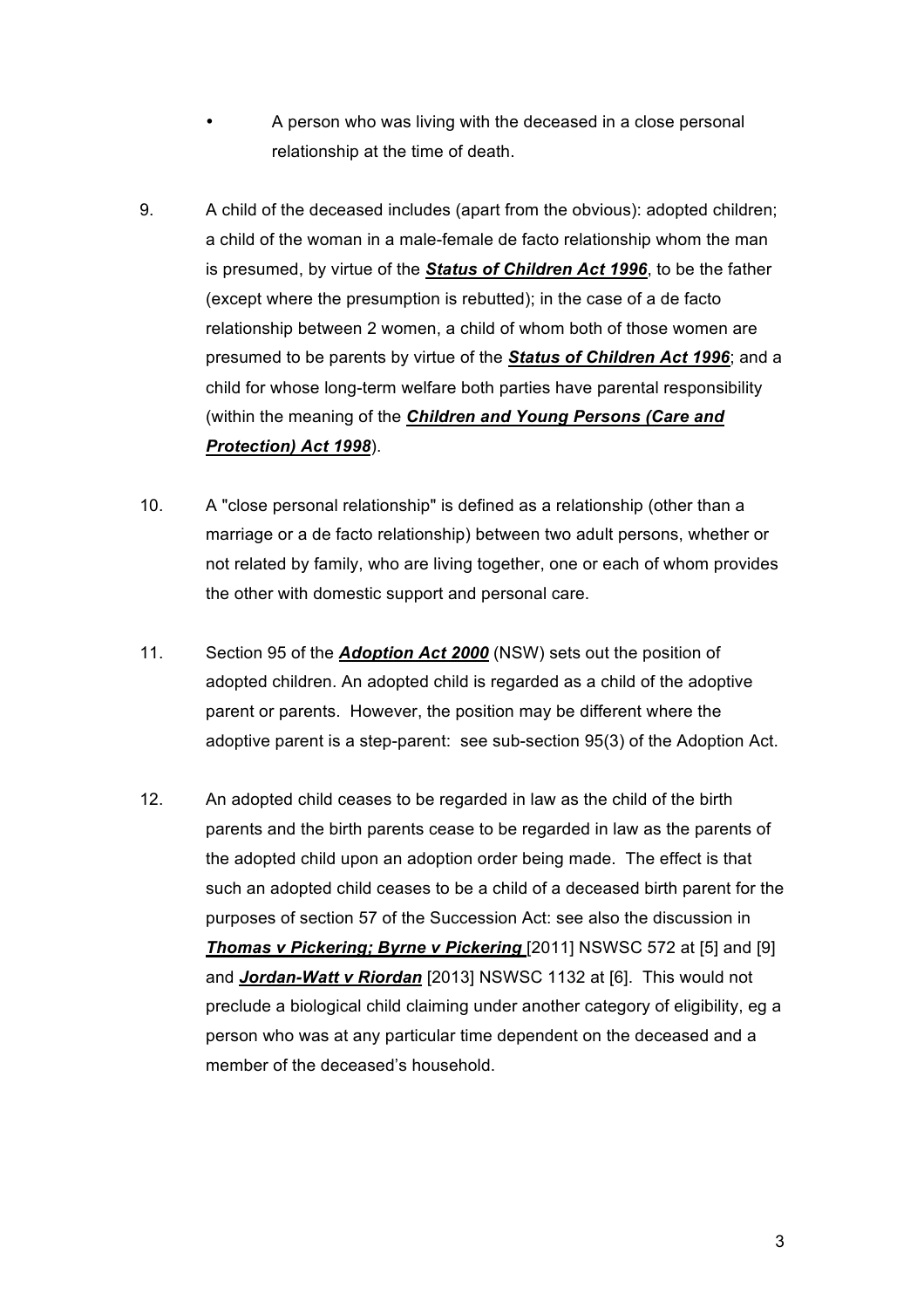- A person who was living with the deceased in a close personal relationship at the time of death.

9. A child of the deceased includes (apart from the obvious): adopted children; a child of the woman in a male-female de facto relationship whom the man is presumed, by virtue of the ***Status of Children Act 1996***, to be the father (except where the presumption is rebutted); in the case of a de facto relationship between 2 women, a child of whom both of those women are presumed to be parents by virtue of the ***Status of Children Act 1996***; and a child for whose long-term welfare both parties have parental responsibility (within the meaning of the ***Children and Young Persons (Care and Protection) Act 1998***).

10. A "close personal relationship" is defined as a relationship (other than a marriage or a de facto relationship) between two adult persons, whether or not related by family, who are living together, one or each of whom provides the other with domestic support and personal care.

11. Section 95 of the ***Adoption Act 2000*** (NSW) sets out the position of adopted children. An adopted child is regarded as a child of the adoptive parent or parents. However, the position may be different where the adoptive parent is a step-parent: see sub-section 95(3) of the Adoption Act.

12. An adopted child ceases to be regarded in law as the child of the birth parents and the birth parents cease to be regarded in law as the parents of the adopted child upon an adoption order being made. The effect is that such an adopted child ceases to be a child of a deceased birth parent for the purposes of section 57 of the Succession Act: see also the discussion in ***Thomas v Pickering; Byrne v Pickering*** [2011] NSWSC 572 at [5] and [9] and ***Jordan-Watt v Riordan*** [2013] NSWSC 1132 at [6]. This would not preclude a biological child claiming under another category of eligibility, eg a person who was at any particular time dependent on the deceased and a member of the deceased's household.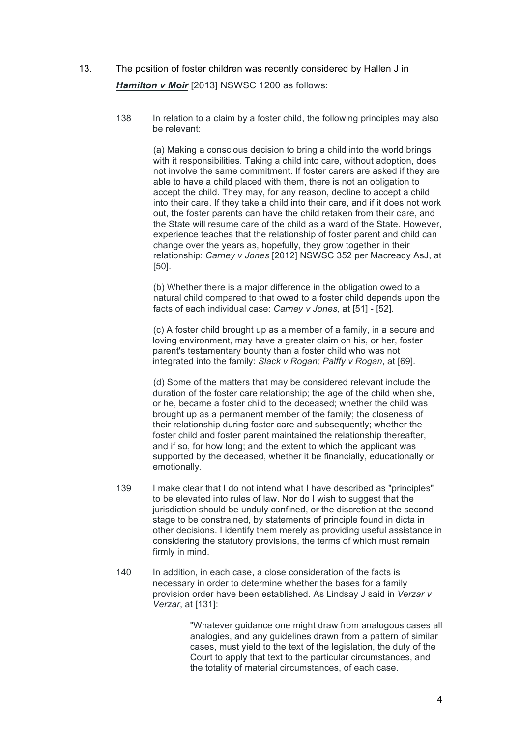13. The position of foster children was recently considered by Hallen J in ***Hamilton v Moir*** [2013] NSWSC 1200 as follows:

> 138 In relation to a claim by a foster child, the following principles may also be relevant:
>
> (a) Making a conscious decision to bring a child into the world brings with it responsibilities. Taking a child into care, without adoption, does not involve the same commitment. If foster carers are asked if they are able to have a child placed with them, there is not an obligation to accept the child. They may, for any reason, decline to accept a child into their care. If they take a child into their care, and if it does not work out, the foster parents can have the child retaken from their care, and the State will resume care of the child as a ward of the State. However, experience teaches that the relationship of foster parent and child can change over the years as, hopefully, they grow together in their relationship: *Carney v Jones* [2012] NSWSC 352 per Macready AsJ, at [50].
>
> (b) Whether there is a major difference in the obligation owed to a natural child compared to that owed to a foster child depends upon the facts of each individual case: *Carney v Jones*, at [51] - [52].
>
> (c) A foster child brought up as a member of a family, in a secure and loving environment, may have a greater claim on his, or her, foster parent's testamentary bounty than a foster child who was not integrated into the family: *Slack v Rogan; Palffy v Rogan*, at [69].
>
> (d) Some of the matters that may be considered relevant include the duration of the foster care relationship; the age of the child when she, or he, became a foster child to the deceased; whether the child was brought up as a permanent member of the family; the closeness of their relationship during foster care and subsequently; whether the foster child and foster parent maintained the relationship thereafter, and if so, for how long; and the extent to which the applicant was supported by the deceased, whether it be financially, educationally or emotionally.
>
> 139 I make clear that I do not intend what I have described as "principles" to be elevated into rules of law. Nor do I wish to suggest that the jurisdiction should be unduly confined, or the discretion at the second stage to be constrained, by statements of principle found in dicta in other decisions. I identify them merely as providing useful assistance in considering the statutory provisions, the terms of which must remain firmly in mind.
>
> 140 In addition, in each case, a close consideration of the facts is necessary in order to determine whether the bases for a family provision order have been established. As Lindsay J said in *Verzar v Verzar*, at [131]:
>
> > "Whatever guidance one might draw from analogous cases all analogies, and any guidelines drawn from a pattern of similar cases, must yield to the text of the legislation, the duty of the Court to apply that text to the particular circumstances, and the totality of material circumstances, of each case.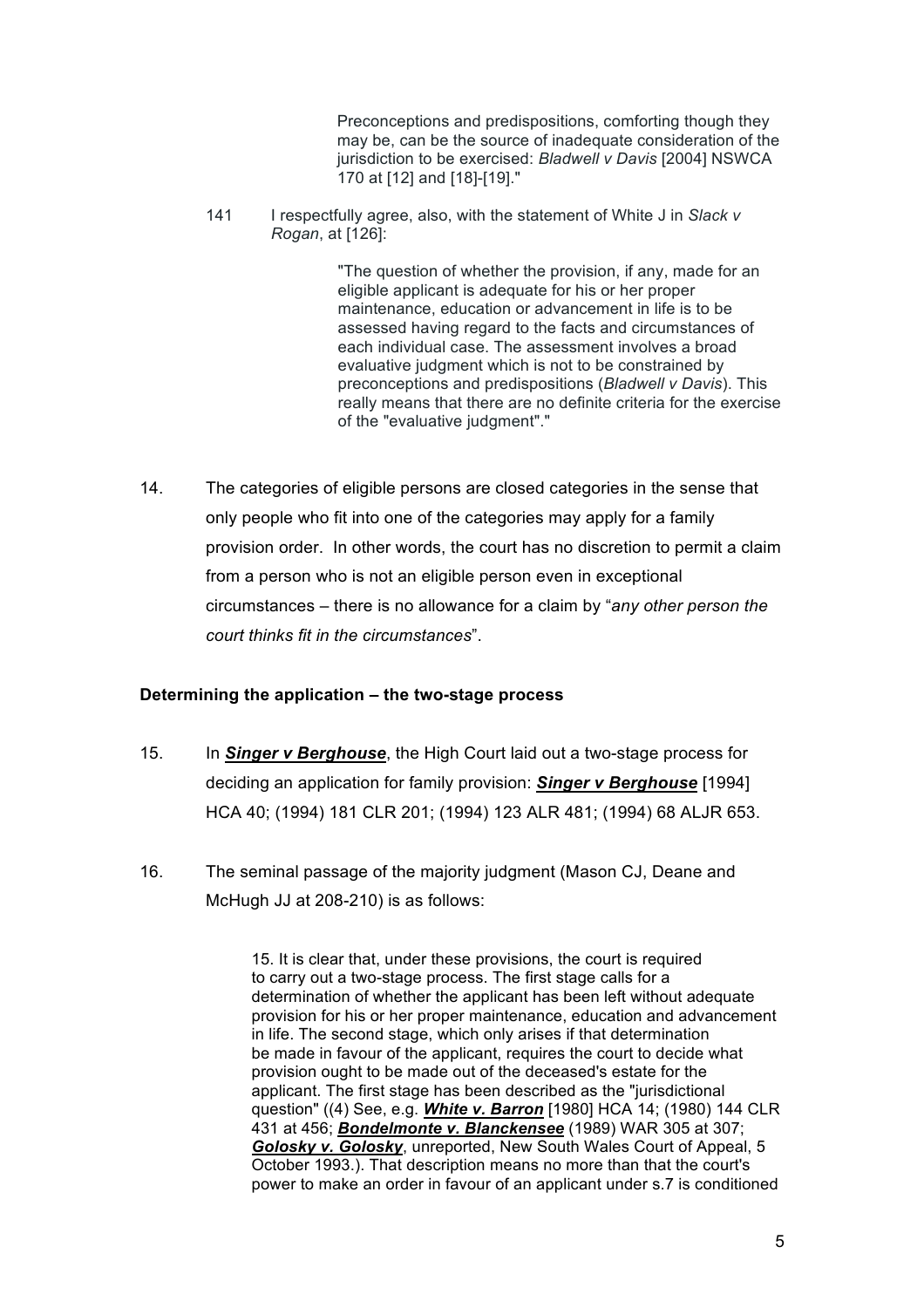> Preconceptions and predispositions, comforting though they may be, can be the source of inadequate consideration of the jurisdiction to be exercised: *Bladwell v Davis* [2004] NSWCA 170 at [12] and [18]-[19]."

141 I respectfully agree, also, with the statement of White J in *Slack v Rogan*, at [126]:

> "The question of whether the provision, if any, made for an eligible applicant is adequate for his or her proper maintenance, education or advancement in life is to be assessed having regard to the facts and circumstances of each individual case. The assessment involves a broad evaluative judgment which is not to be constrained by preconceptions and predispositions (*Bladwell v Davis*). This really means that there are no definite criteria for the exercise of the "evaluative judgment"."

14. The categories of eligible persons are closed categories in the sense that only people who fit into one of the categories may apply for a family provision order. In other words, the court has no discretion to permit a claim from a person who is not an eligible person even in exceptional circumstances – there is no allowance for a claim by "*any other person the court thinks fit in the circumstances*".

**Determining the application – the two-stage process**

15. In ***Singer v Berghouse***, the High Court laid out a two-stage process for deciding an application for family provision: ***Singer v Berghouse*** [1994] HCA 40; (1994) 181 CLR 201; (1994) 123 ALR 481; (1994) 68 ALJR 653.

16. The seminal passage of the majority judgment (Mason CJ, Deane and McHugh JJ at 208-210) is as follows:

> 15. It is clear that, under these provisions, the court is required to carry out a two-stage process. The first stage calls for a determination of whether the applicant has been left without adequate provision for his or her proper maintenance, education and advancement in life. The second stage, which only arises if that determination be made in favour of the applicant, requires the court to decide what provision ought to be made out of the deceased's estate for the applicant. The first stage has been described as the "jurisdictional question" ((4) See, e.g. ***White v. Barron*** [1980] HCA 14; (1980) 144 CLR 431 at 456; ***Bondelmonte v. Blanckensee*** (1989) WAR 305 at 307; ***Golosky v. Golosky***, unreported, New South Wales Court of Appeal, 5 October 1993.). That description means no more than that the court's power to make an order in favour of an applicant under s.7 is conditioned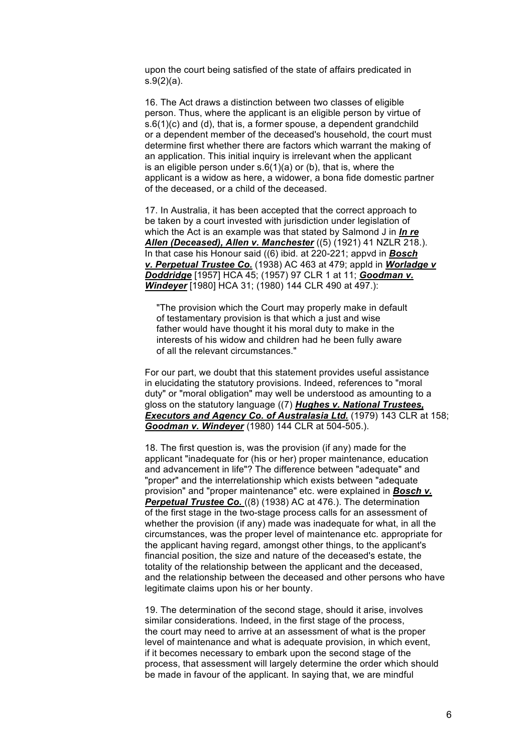upon the court being satisfied of the state of affairs predicated in s.9(2)(a).

16. The Act draws a distinction between two classes of eligible person. Thus, where the applicant is an eligible person by virtue of s.6(1)(c) and (d), that is, a former spouse, a dependent grandchild or a dependent member of the deceased's household, the court must determine first whether there are factors which warrant the making of an application. This initial inquiry is irrelevant when the applicant is an eligible person under s.6(1)(a) or (b), that is, where the applicant is a widow as here, a widower, a bona fide domestic partner of the deceased, or a child of the deceased.

17. In Australia, it has been accepted that the correct approach to be taken by a court invested with jurisdiction under legislation of which the Act is an example was that stated by Salmond J in ***In re Allen (Deceased), Allen v. Manchester*** ((5) (1921) 41 NZLR 218.). In that case his Honour said ((6) ibid. at 220-221; appvd in ***Bosch v. Perpetual Trustee Co.*** (1938) AC 463 at 479; appld in ***Worladge v Doddridge*** [1957] HCA 45; (1957) 97 CLR 1 at 11; ***Goodman v. Windeyer*** [1980] HCA 31; (1980) 144 CLR 490 at 497.):

> "The provision which the Court may properly make in default of testamentary provision is that which a just and wise father would have thought it his moral duty to make in the interests of his widow and children had he been fully aware of all the relevant circumstances."

For our part, we doubt that this statement provides useful assistance in elucidating the statutory provisions. Indeed, references to "moral duty" or "moral obligation" may well be understood as amounting to a gloss on the statutory language ((7) ***Hughes v. National Trustees, Executors and Agency Co. of Australasia Ltd.*** (1979) 143 CLR at 158; ***Goodman v. Windeyer*** (1980) 144 CLR at 504-505.).

18. The first question is, was the provision (if any) made for the applicant "inadequate for (his or her) proper maintenance, education and advancement in life"? The difference between "adequate" and "proper" and the interrelationship which exists between "adequate provision" and "proper maintenance" etc. were explained in ***Bosch v. Perpetual Trustee Co.*** ((8) (1938) AC at 476.). The determination of the first stage in the two-stage process calls for an assessment of whether the provision (if any) made was inadequate for what, in all the circumstances, was the proper level of maintenance etc. appropriate for the applicant having regard, amongst other things, to the applicant's financial position, the size and nature of the deceased's estate, the totality of the relationship between the applicant and the deceased, and the relationship between the deceased and other persons who have legitimate claims upon his or her bounty.

19. The determination of the second stage, should it arise, involves similar considerations. Indeed, in the first stage of the process, the court may need to arrive at an assessment of what is the proper level of maintenance and what is adequate provision, in which event, if it becomes necessary to embark upon the second stage of the process, that assessment will largely determine the order which should be made in favour of the applicant. In saying that, we are mindful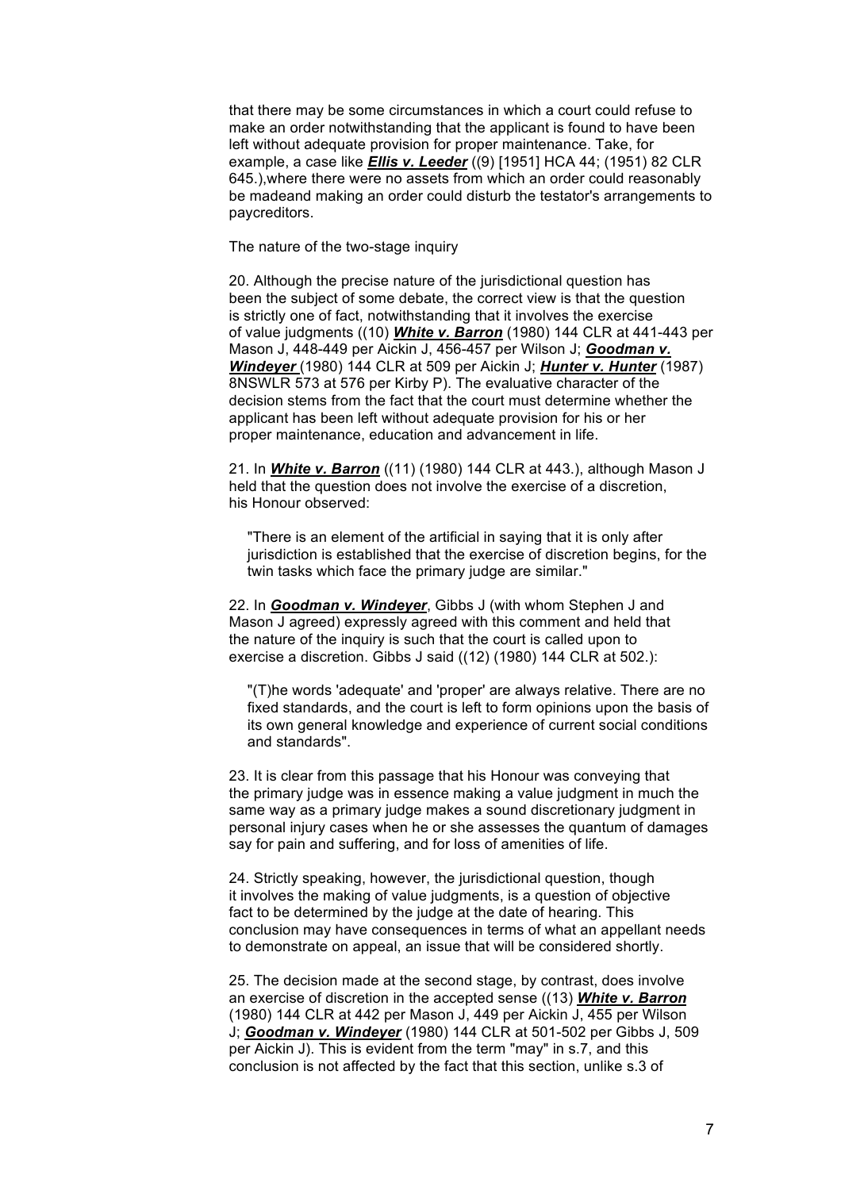that there may be some circumstances in which a court could refuse to make an order notwithstanding that the applicant is found to have been left without adequate provision for proper maintenance. Take, for example, a case like ***Ellis v. Leeder*** ((9) [1951] HCA 44; (1951) 82 CLR 645.),where there were no assets from which an order could reasonably be madeand making an order could disturb the testator's arrangements to paycreditors.

The nature of the two-stage inquiry

20. Although the precise nature of the jurisdictional question has been the subject of some debate, the correct view is that the question is strictly one of fact, notwithstanding that it involves the exercise of value judgments ((10) ***White v. Barron*** (1980) 144 CLR at 441-443 per Mason J, 448-449 per Aickin J, 456-457 per Wilson J; ***Goodman v. Windeyer*** (1980) 144 CLR at 509 per Aickin J; ***Hunter v. Hunter*** (1987) 8NSWLR 573 at 576 per Kirby P). The evaluative character of the decision stems from the fact that the court must determine whether the applicant has been left without adequate provision for his or her proper maintenance, education and advancement in life.

21. In ***White v. Barron*** ((11) (1980) 144 CLR at 443.), although Mason J held that the question does not involve the exercise of a discretion, his Honour observed:

> "There is an element of the artificial in saying that it is only after jurisdiction is established that the exercise of discretion begins, for the twin tasks which face the primary judge are similar."

22. In ***Goodman v. Windeyer***, Gibbs J (with whom Stephen J and Mason J agreed) expressly agreed with this comment and held that the nature of the inquiry is such that the court is called upon to exercise a discretion. Gibbs J said ((12) (1980) 144 CLR at 502.):

> "(T)he words 'adequate' and 'proper' are always relative. There are no fixed standards, and the court is left to form opinions upon the basis of its own general knowledge and experience of current social conditions and standards".

23. It is clear from this passage that his Honour was conveying that the primary judge was in essence making a value judgment in much the same way as a primary judge makes a sound discretionary judgment in personal injury cases when he or she assesses the quantum of damages say for pain and suffering, and for loss of amenities of life.

24. Strictly speaking, however, the jurisdictional question, though it involves the making of value judgments, is a question of objective fact to be determined by the judge at the date of hearing. This conclusion may have consequences in terms of what an appellant needs to demonstrate on appeal, an issue that will be considered shortly.

25. The decision made at the second stage, by contrast, does involve an exercise of discretion in the accepted sense ((13) ***White v. Barron*** (1980) 144 CLR at 442 per Mason J, 449 per Aickin J, 455 per Wilson J; ***Goodman v. Windeyer*** (1980) 144 CLR at 501-502 per Gibbs J, 509 per Aickin J). This is evident from the term "may" in s.7, and this conclusion is not affected by the fact that this section, unlike s.3 of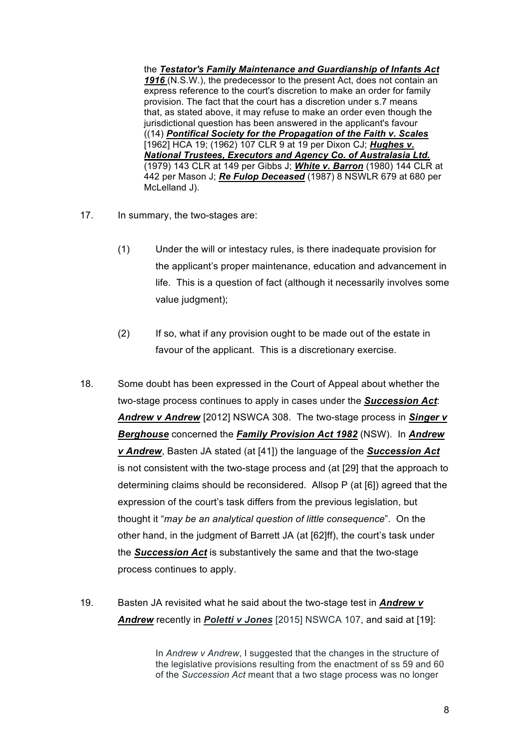> the ***Testator's Family Maintenance and Guardianship of Infants Act 1916*** (N.S.W.), the predecessor to the present Act, does not contain an express reference to the court's discretion to make an order for family provision. The fact that the court has a discretion under s.7 means that, as stated above, it may refuse to make an order even though the jurisdictional question has been answered in the applicant's favour ((14) ***Pontifical Society for the Propagation of the Faith v. Scales*** [1962] HCA 19; (1962) 107 CLR 9 at 19 per Dixon CJ; ***Hughes v. National Trustees, Executors and Agency Co. of Australasia Ltd.*** (1979) 143 CLR at 149 per Gibbs J; ***White v. Barron*** (1980) 144 CLR at 442 per Mason J; ***Re Fulop Deceased*** (1987) 8 NSWLR 679 at 680 per McLelland J).

17. In summary, the two-stages are:

    (1) Under the will or intestacy rules, is there inadequate provision for the applicant's proper maintenance, education and advancement in life. This is a question of fact (although it necessarily involves some value judgment);

    (2) If so, what if any provision ought to be made out of the estate in favour of the applicant. This is a discretionary exercise.

18. Some doubt has been expressed in the Court of Appeal about whether the two-stage process continues to apply in cases under the ***Succession Act***: ***Andrew v Andrew*** [2012] NSWCA 308. The two-stage process in ***Singer v Berghouse*** concerned the ***Family Provision Act 1982*** (NSW). In ***Andrew v Andrew***, Basten JA stated (at [41]) the language of the ***Succession Act*** is not consistent with the two-stage process and (at [29] that the approach to determining claims should be reconsidered. Allsop P (at [6]) agreed that the expression of the court's task differs from the previous legislation, but thought it "*may be an analytical question of little consequence*". On the other hand, in the judgment of Barrett JA (at [62]ff), the court's task under the ***Succession Act*** is substantively the same and that the two-stage process continues to apply.

19. Basten JA revisited what he said about the two-stage test in ***Andrew v Andrew*** recently in ***Poletti v Jones*** [2015] NSWCA 107, and said at [19]:

> In *Andrew v Andrew*, I suggested that the changes in the structure of the legislative provisions resulting from the enactment of ss 59 and 60 of the *Succession Act* meant that a two stage process was no longer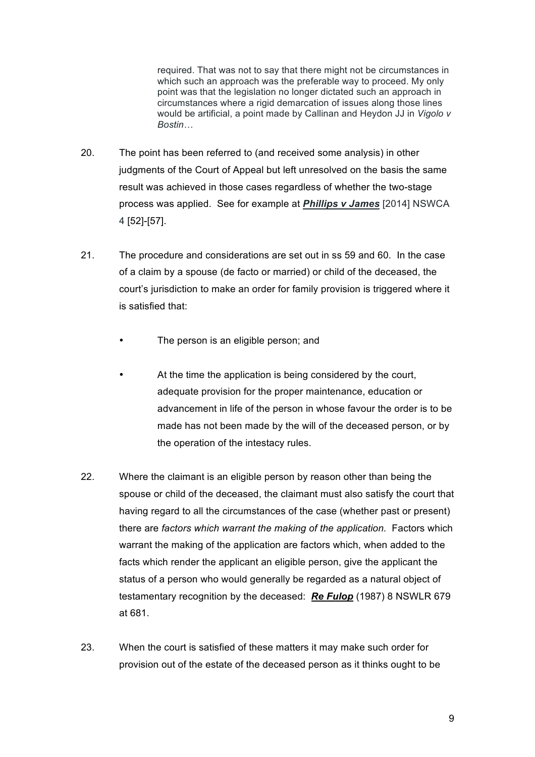> required. That was not to say that there might not be circumstances in which such an approach was the preferable way to proceed. My only point was that the legislation no longer dictated such an approach in circumstances where a rigid demarcation of issues along those lines would be artificial, a point made by Callinan and Heydon JJ in *Vigolo v Bostin…*

20. The point has been referred to (and received some analysis) in other judgments of the Court of Appeal but left unresolved on the basis the same result was achieved in those cases regardless of whether the two-stage process was applied. See for example at ***Phillips v James*** [2014] NSWCA 4 [52]-[57].

21. The procedure and considerations are set out in ss 59 and 60. In the case of a claim by a spouse (de facto or married) or child of the deceased, the court's jurisdiction to make an order for family provision is triggered where it is satisfied that:

    - The person is an eligible person; and

    - At the time the application is being considered by the court, adequate provision for the proper maintenance, education or advancement in life of the person in whose favour the order is to be made has not been made by the will of the deceased person, or by the operation of the intestacy rules.

22. Where the claimant is an eligible person by reason other than being the spouse or child of the deceased, the claimant must also satisfy the court that having regard to all the circumstances of the case (whether past or present) there are *factors which warrant the making of the application*. Factors which warrant the making of the application are factors which, when added to the facts which render the applicant an eligible person, give the applicant the status of a person who would generally be regarded as a natural object of testamentary recognition by the deceased: ***Re Fulop*** (1987) 8 NSWLR 679 at 681.

23. When the court is satisfied of these matters it may make such order for provision out of the estate of the deceased person as it thinks ought to be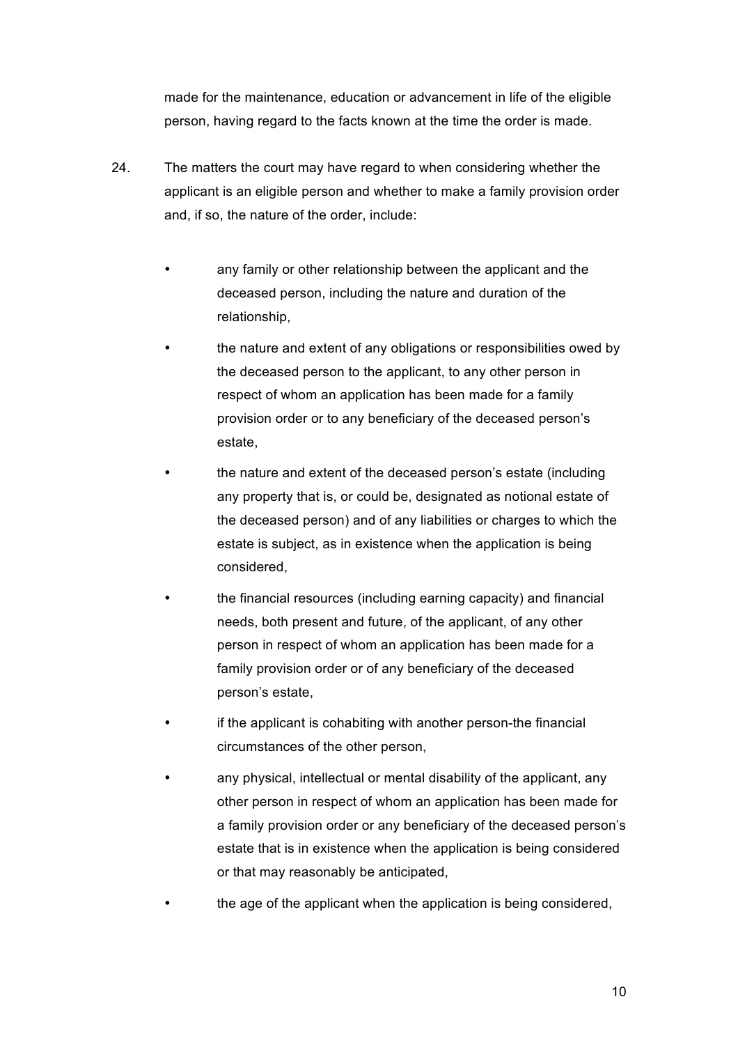made for the maintenance, education or advancement in life of the eligible person, having regard to the facts known at the time the order is made.

24. The matters the court may have regard to when considering whether the applicant is an eligible person and whether to make a family provision order and, if so, the nature of the order, include:

- any family or other relationship between the applicant and the deceased person, including the nature and duration of the relationship,
- the nature and extent of any obligations or responsibilities owed by the deceased person to the applicant, to any other person in respect of whom an application has been made for a family provision order or to any beneficiary of the deceased person's estate,
- the nature and extent of the deceased person's estate (including any property that is, or could be, designated as notional estate of the deceased person) and of any liabilities or charges to which the estate is subject, as in existence when the application is being considered,
- the financial resources (including earning capacity) and financial needs, both present and future, of the applicant, of any other person in respect of whom an application has been made for a family provision order or of any beneficiary of the deceased person's estate,
- if the applicant is cohabiting with another person-the financial circumstances of the other person,
- any physical, intellectual or mental disability of the applicant, any other person in respect of whom an application has been made for a family provision order or any beneficiary of the deceased person's estate that is in existence when the application is being considered or that may reasonably be anticipated,
- the age of the applicant when the application is being considered,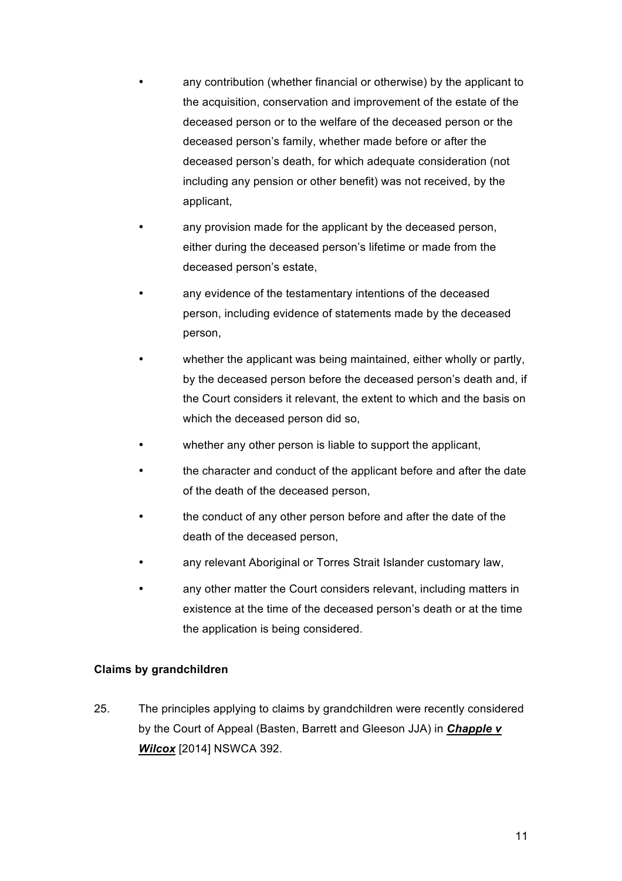- any contribution (whether financial or otherwise) by the applicant to the acquisition, conservation and improvement of the estate of the deceased person or to the welfare of the deceased person or the deceased person's family, whether made before or after the deceased person's death, for which adequate consideration (not including any pension or other benefit) was not received, by the applicant,
- any provision made for the applicant by the deceased person, either during the deceased person's lifetime or made from the deceased person's estate,
- any evidence of the testamentary intentions of the deceased person, including evidence of statements made by the deceased person,
- whether the applicant was being maintained, either wholly or partly, by the deceased person before the deceased person's death and, if the Court considers it relevant, the extent to which and the basis on which the deceased person did so,
- whether any other person is liable to support the applicant,
- the character and conduct of the applicant before and after the date of the death of the deceased person,
- the conduct of any other person before and after the date of the death of the deceased person,
- any relevant Aboriginal or Torres Strait Islander customary law,
- any other matter the Court considers relevant, including matters in existence at the time of the deceased person's death or at the time the application is being considered.

**Claims by grandchildren**

25. The principles applying to claims by grandchildren were recently considered by the Court of Appeal (Basten, Barrett and Gleeson JJA) in ***Chapple v Wilcox*** [2014] NSWCA 392.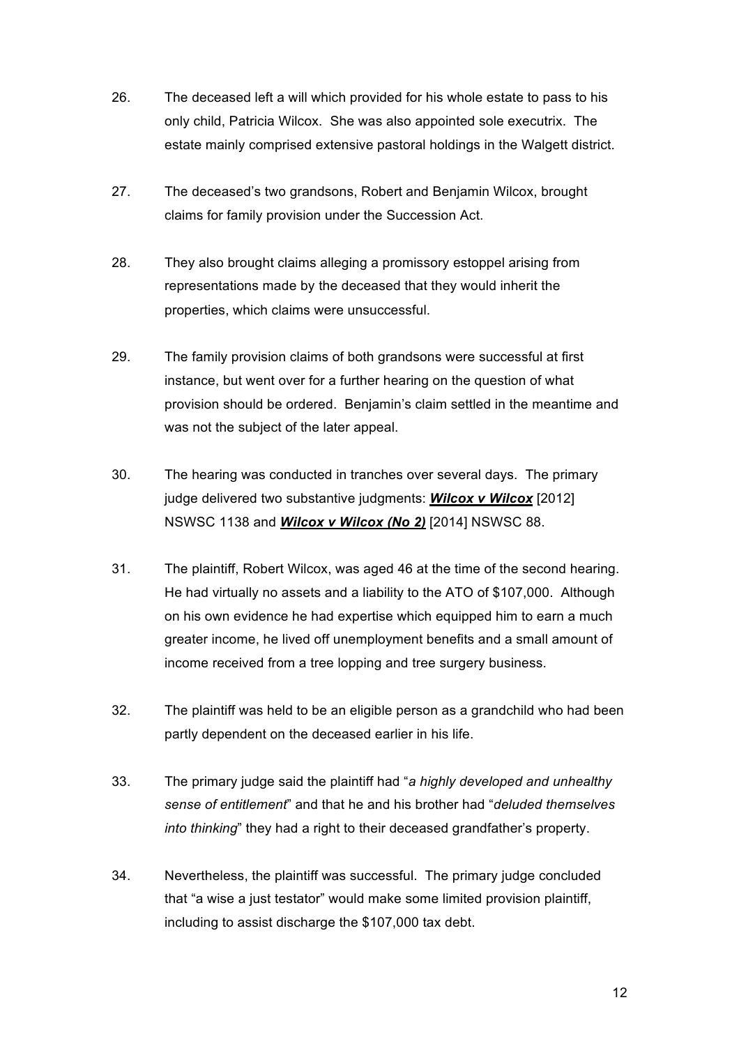26. The deceased left a will which provided for his whole estate to pass to his only child, Patricia Wilcox. She was also appointed sole executrix. The estate mainly comprised extensive pastoral holdings in the Walgett district.

27. The deceased's two grandsons, Robert and Benjamin Wilcox, brought claims for family provision under the Succession Act.

28. They also brought claims alleging a promissory estoppel arising from representations made by the deceased that they would inherit the properties, which claims were unsuccessful.

29. The family provision claims of both grandsons were successful at first instance, but went over for a further hearing on the question of what provision should be ordered. Benjamin's claim settled in the meantime and was not the subject of the later appeal.

30. The hearing was conducted in tranches over several days. The primary judge delivered two substantive judgments: ***Wilcox v Wilcox*** [2012] NSWSC 1138 and ***Wilcox v Wilcox (No 2)*** [2014] NSWSC 88.

31. The plaintiff, Robert Wilcox, was aged 46 at the time of the second hearing. He had virtually no assets and a liability to the ATO of $107,000. Although on his own evidence he had expertise which equipped him to earn a much greater income, he lived off unemployment benefits and a small amount of income received from a tree lopping and tree surgery business.

32. The plaintiff was held to be an eligible person as a grandchild who had been partly dependent on the deceased earlier in his life.

33. The primary judge said the plaintiff had "*a highly developed and unhealthy sense of entitlement*" and that he and his brother had "*deluded themselves into thinking*" they had a right to their deceased grandfather's property.

34. Nevertheless, the plaintiff was successful. The primary judge concluded that "a wise a just testator" would make some limited provision plaintiff, including to assist discharge the $107,000 tax debt.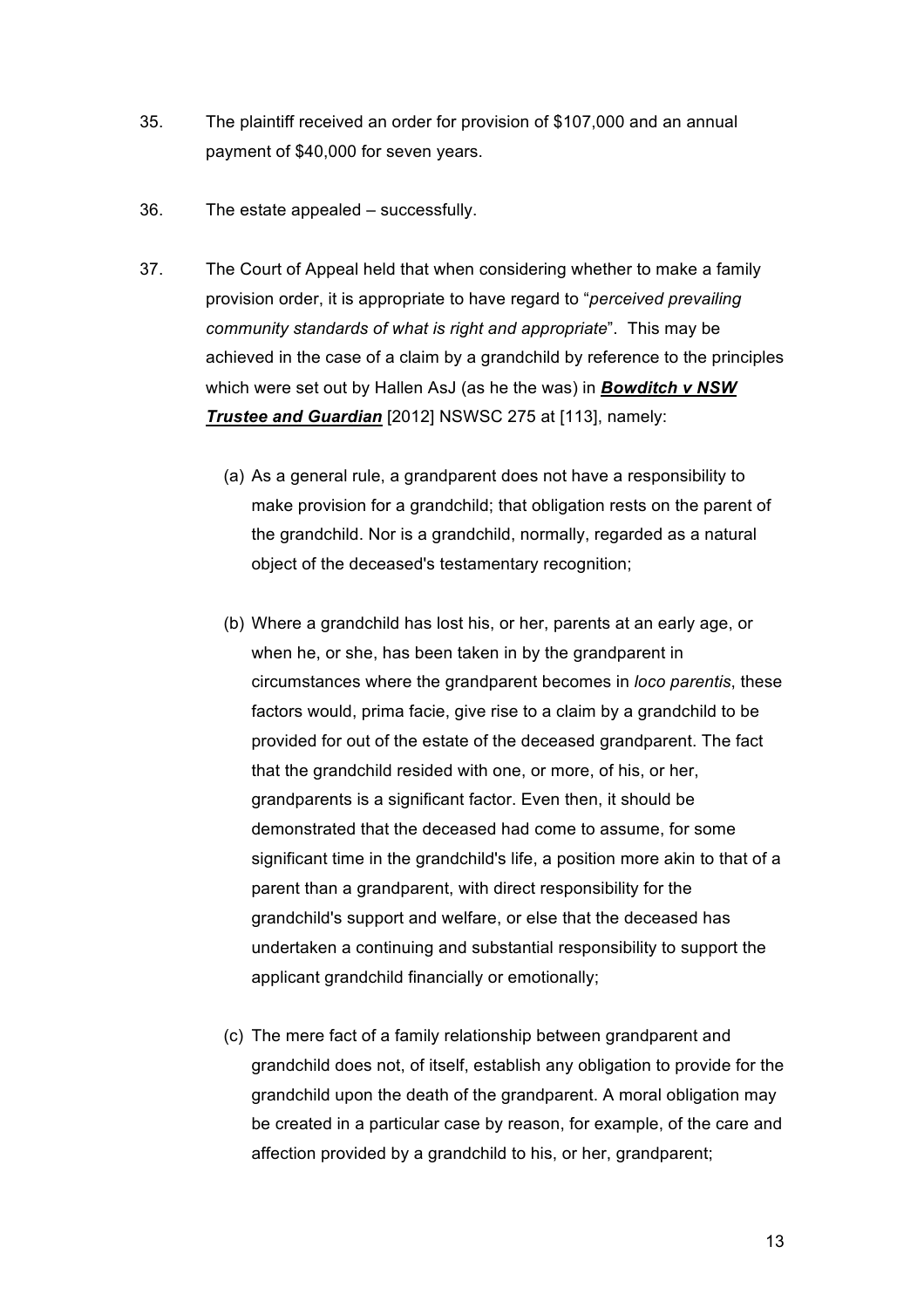35. The plaintiff received an order for provision of $107,000 and an annual payment of $40,000 for seven years.

36. The estate appealed – successfully.

37. The Court of Appeal held that when considering whether to make a family provision order, it is appropriate to have regard to "*perceived prevailing community standards of what is right and appropriate*". This may be achieved in the case of a claim by a grandchild by reference to the principles which were set out by Hallen AsJ (as he the was) in ***Bowditch v NSW Trustee and Guardian*** [2012] NSWSC 275 at [113], namely:

   (a) As a general rule, a grandparent does not have a responsibility to make provision for a grandchild; that obligation rests on the parent of the grandchild. Nor is a grandchild, normally, regarded as a natural object of the deceased's testamentary recognition;

   (b) Where a grandchild has lost his, or her, parents at an early age, or when he, or she, has been taken in by the grandparent in circumstances where the grandparent becomes in *loco parentis*, these factors would, prima facie, give rise to a claim by a grandchild to be provided for out of the estate of the deceased grandparent. The fact that the grandchild resided with one, or more, of his, or her, grandparents is a significant factor. Even then, it should be demonstrated that the deceased had come to assume, for some significant time in the grandchild's life, a position more akin to that of a parent than a grandparent, with direct responsibility for the grandchild's support and welfare, or else that the deceased has undertaken a continuing and substantial responsibility to support the applicant grandchild financially or emotionally;

   (c) The mere fact of a family relationship between grandparent and grandchild does not, of itself, establish any obligation to provide for the grandchild upon the death of the grandparent. A moral obligation may be created in a particular case by reason, for example, of the care and affection provided by a grandchild to his, or her, grandparent;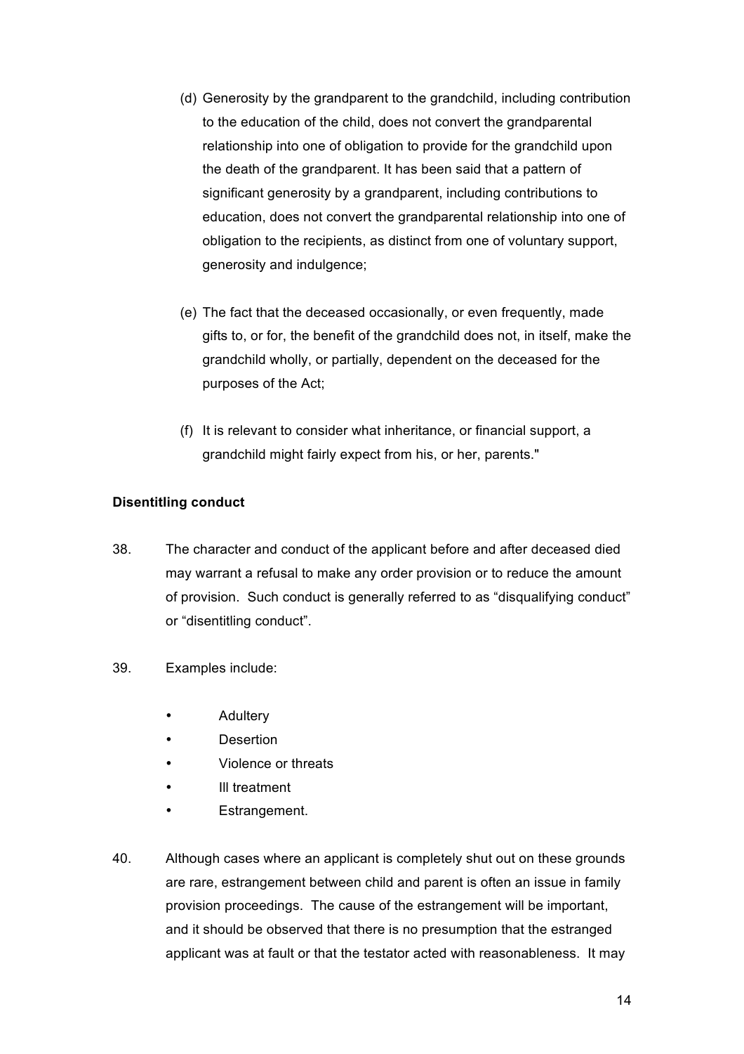(d) Generosity by the grandparent to the grandchild, including contribution to the education of the child, does not convert the grandparental relationship into one of obligation to provide for the grandchild upon the death of the grandparent. It has been said that a pattern of significant generosity by a grandparent, including contributions to education, does not convert the grandparental relationship into one of obligation to the recipients, as distinct from one of voluntary support, generosity and indulgence;

(e) The fact that the deceased occasionally, or even frequently, made gifts to, or for, the benefit of the grandchild does not, in itself, make the grandchild wholly, or partially, dependent on the deceased for the purposes of the Act;

(f) It is relevant to consider what inheritance, or financial support, a grandchild might fairly expect from his, or her, parents."

**Disentitling conduct**

38. The character and conduct of the applicant before and after deceased died may warrant a refusal to make any order provision or to reduce the amount of provision. Such conduct is generally referred to as "disqualifying conduct" or "disentitling conduct".

39. Examples include:

- Adultery
- Desertion
- Violence or threats
- Ill treatment
- Estrangement.

40. Although cases where an applicant is completely shut out on these grounds are rare, estrangement between child and parent is often an issue in family provision proceedings. The cause of the estrangement will be important, and it should be observed that there is no presumption that the estranged applicant was at fault or that the testator acted with reasonableness. It may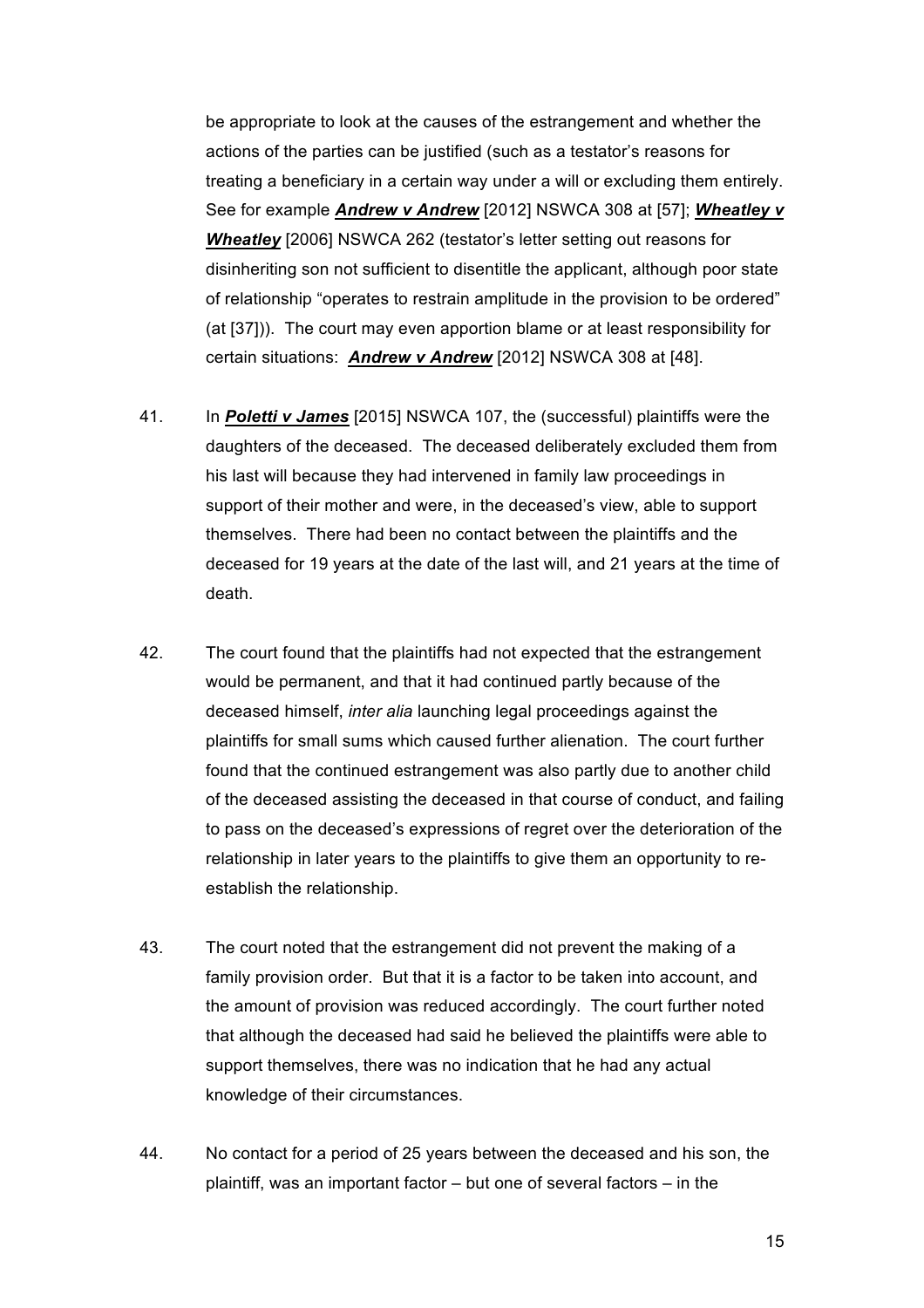be appropriate to look at the causes of the estrangement and whether the actions of the parties can be justified (such as a testator's reasons for treating a beneficiary in a certain way under a will or excluding them entirely. See for example ***Andrew v Andrew*** [2012] NSWCA 308 at [57]; ***Wheatley v Wheatley*** [2006] NSWCA 262 (testator's letter setting out reasons for disinheriting son not sufficient to disentitle the applicant, although poor state of relationship "operates to restrain amplitude in the provision to be ordered" (at [37])). The court may even apportion blame or at least responsibility for certain situations: ***Andrew v Andrew*** [2012] NSWCA 308 at [48].

41. In ***Poletti v James*** [2015] NSWCA 107, the (successful) plaintiffs were the daughters of the deceased. The deceased deliberately excluded them from his last will because they had intervened in family law proceedings in support of their mother and were, in the deceased's view, able to support themselves. There had been no contact between the plaintiffs and the deceased for 19 years at the date of the last will, and 21 years at the time of death.

42. The court found that the plaintiffs had not expected that the estrangement would be permanent, and that it had continued partly because of the deceased himself, *inter alia* launching legal proceedings against the plaintiffs for small sums which caused further alienation. The court further found that the continued estrangement was also partly due to another child of the deceased assisting the deceased in that course of conduct, and failing to pass on the deceased's expressions of regret over the deterioration of the relationship in later years to the plaintiffs to give them an opportunity to re-establish the relationship.

43. The court noted that the estrangement did not prevent the making of a family provision order. But that it is a factor to be taken into account, and the amount of provision was reduced accordingly. The court further noted that although the deceased had said he believed the plaintiffs were able to support themselves, there was no indication that he had any actual knowledge of their circumstances.

44. No contact for a period of 25 years between the deceased and his son, the plaintiff, was an important factor – but one of several factors – in the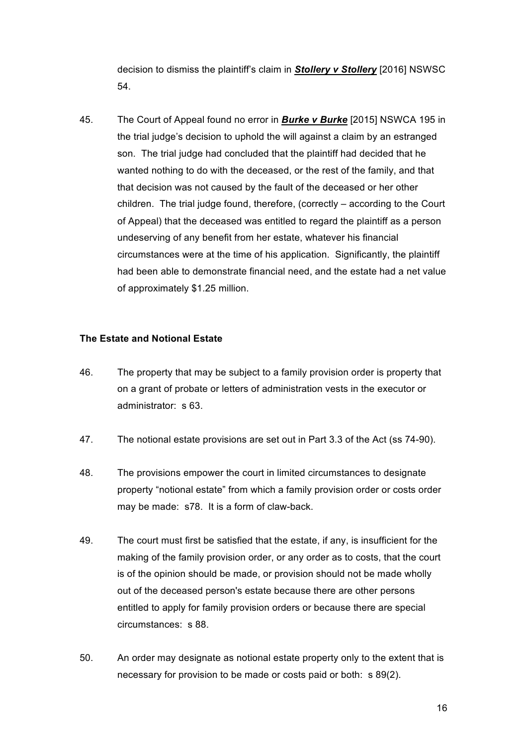decision to dismiss the plaintiff's claim in ***Stollery v Stollery*** [2016] NSWSC 54.

45. The Court of Appeal found no error in ***Burke v Burke*** [2015] NSWCA 195 in the trial judge's decision to uphold the will against a claim by an estranged son. The trial judge had concluded that the plaintiff had decided that he wanted nothing to do with the deceased, or the rest of the family, and that that decision was not caused by the fault of the deceased or her other children. The trial judge found, therefore, (correctly – according to the Court of Appeal) that the deceased was entitled to regard the plaintiff as a person undeserving of any benefit from her estate, whatever his financial circumstances were at the time of his application. Significantly, the plaintiff had been able to demonstrate financial need, and the estate had a net value of approximately $1.25 million.

**The Estate and Notional Estate**

46. The property that may be subject to a family provision order is property that on a grant of probate or letters of administration vests in the executor or administrator: s 63.

47. The notional estate provisions are set out in Part 3.3 of the Act (ss 74-90).

48. The provisions empower the court in limited circumstances to designate property "notional estate" from which a family provision order or costs order may be made: s78. It is a form of claw-back.

49. The court must first be satisfied that the estate, if any, is insufficient for the making of the family provision order, or any order as to costs, that the court is of the opinion should be made, or provision should not be made wholly out of the deceased person's estate because there are other persons entitled to apply for family provision orders or because there are special circumstances: s 88.

50. An order may designate as notional estate property only to the extent that is necessary for provision to be made or costs paid or both: s 89(2).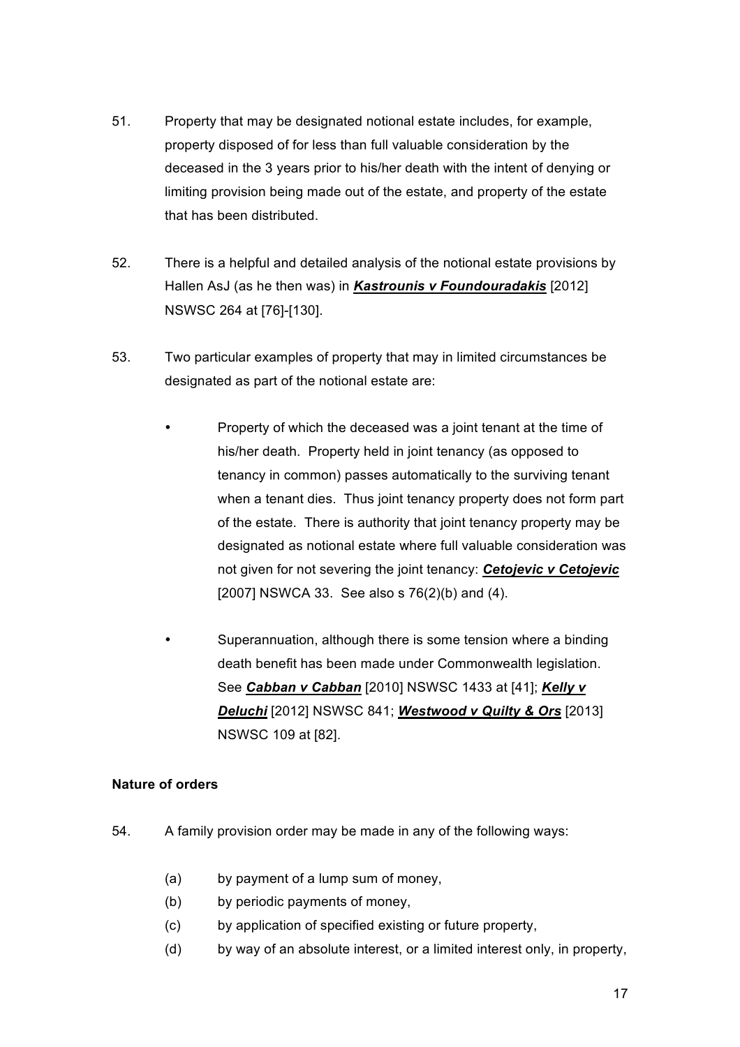51. Property that may be designated notional estate includes, for example, property disposed of for less than full valuable consideration by the deceased in the 3 years prior to his/her death with the intent of denying or limiting provision being made out of the estate, and property of the estate that has been distributed.

52. There is a helpful and detailed analysis of the notional estate provisions by Hallen AsJ (as he then was) in ***Kastrounis v Foundouradakis*** [2012] NSWSC 264 at [76]-[130].

53. Two particular examples of property that may in limited circumstances be designated as part of the notional estate are:

- Property of which the deceased was a joint tenant at the time of his/her death. Property held in joint tenancy (as opposed to tenancy in common) passes automatically to the surviving tenant when a tenant dies. Thus joint tenancy property does not form part of the estate. There is authority that joint tenancy property may be designated as notional estate where full valuable consideration was not given for not severing the joint tenancy: ***Cetojevic v Cetojevic*** [2007] NSWCA 33. See also s 76(2)(b) and (4).

- Superannuation, although there is some tension where a binding death benefit has been made under Commonwealth legislation. See ***Cabban v Cabban*** [2010] NSWSC 1433 at [41]; ***Kelly v Deluchi*** [2012] NSWSC 841; ***Westwood v Quilty & Ors*** [2013] NSWSC 109 at [82].

**Nature of orders**

54. A family provision order may be made in any of the following ways:

(a) by payment of a lump sum of money,
(b) by periodic payments of money,
(c) by application of specified existing or future property,
(d) by way of an absolute interest, or a limited interest only, in property,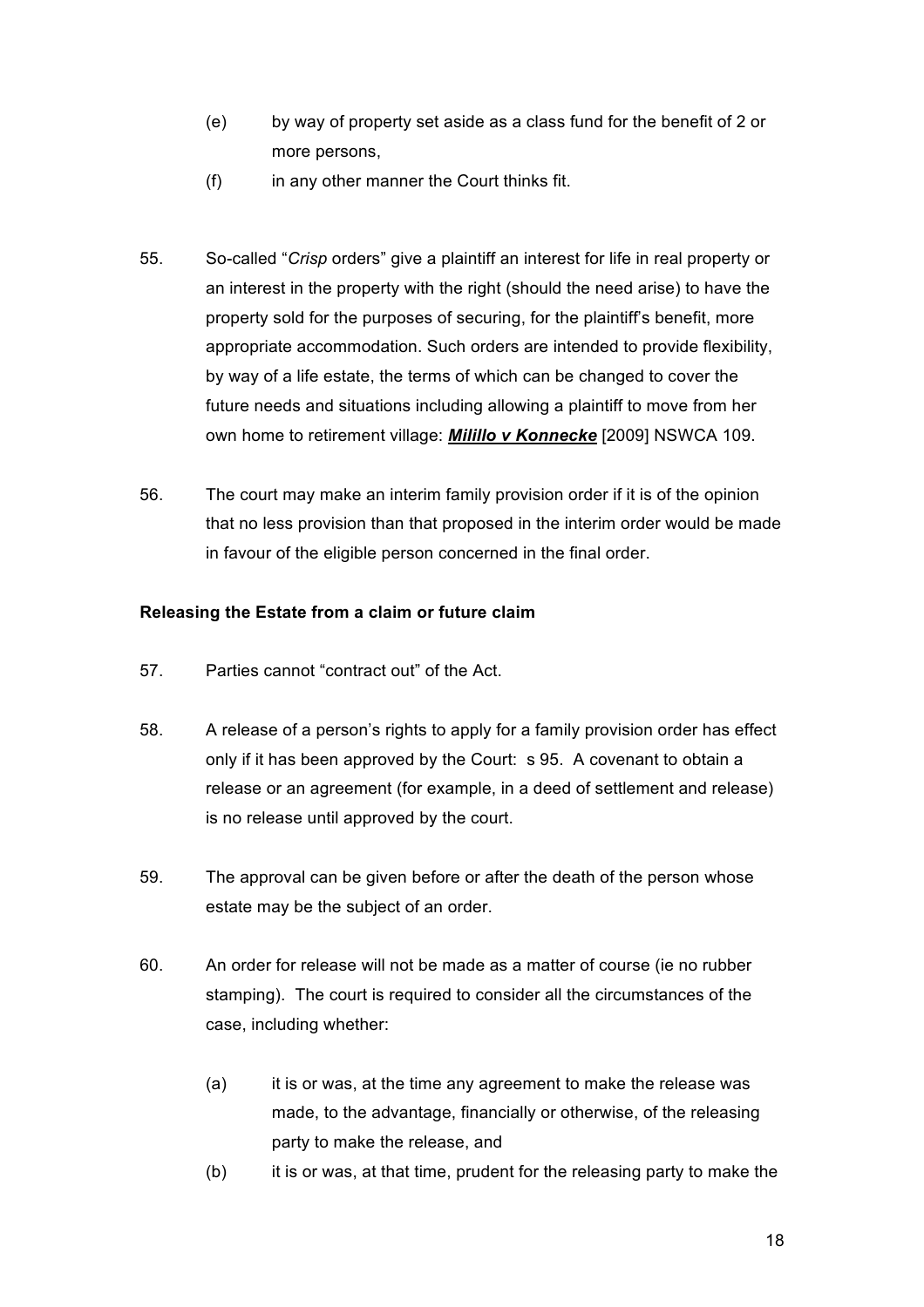(e) by way of property set aside as a class fund for the benefit of 2 or more persons,

(f) in any other manner the Court thinks fit.

55. So-called "*Crisp* orders" give a plaintiff an interest for life in real property or an interest in the property with the right (should the need arise) to have the property sold for the purposes of securing, for the plaintiff's benefit, more appropriate accommodation. Such orders are intended to provide flexibility, by way of a life estate, the terms of which can be changed to cover the future needs and situations including allowing a plaintiff to move from her own home to retirement village: ***Milillo v Konnecke*** [2009] NSWCA 109.

56. The court may make an interim family provision order if it is of the opinion that no less provision than that proposed in the interim order would be made in favour of the eligible person concerned in the final order.

**Releasing the Estate from a claim or future claim**

57. Parties cannot "contract out" of the Act.

58. A release of a person's rights to apply for a family provision order has effect only if it has been approved by the Court: s 95. A covenant to obtain a release or an agreement (for example, in a deed of settlement and release) is no release until approved by the court.

59. The approval can be given before or after the death of the person whose estate may be the subject of an order.

60. An order for release will not be made as a matter of course (ie no rubber stamping). The court is required to consider all the circumstances of the case, including whether:

(a) it is or was, at the time any agreement to make the release was made, to the advantage, financially or otherwise, of the releasing party to make the release, and

(b) it is or was, at that time, prudent for the releasing party to make the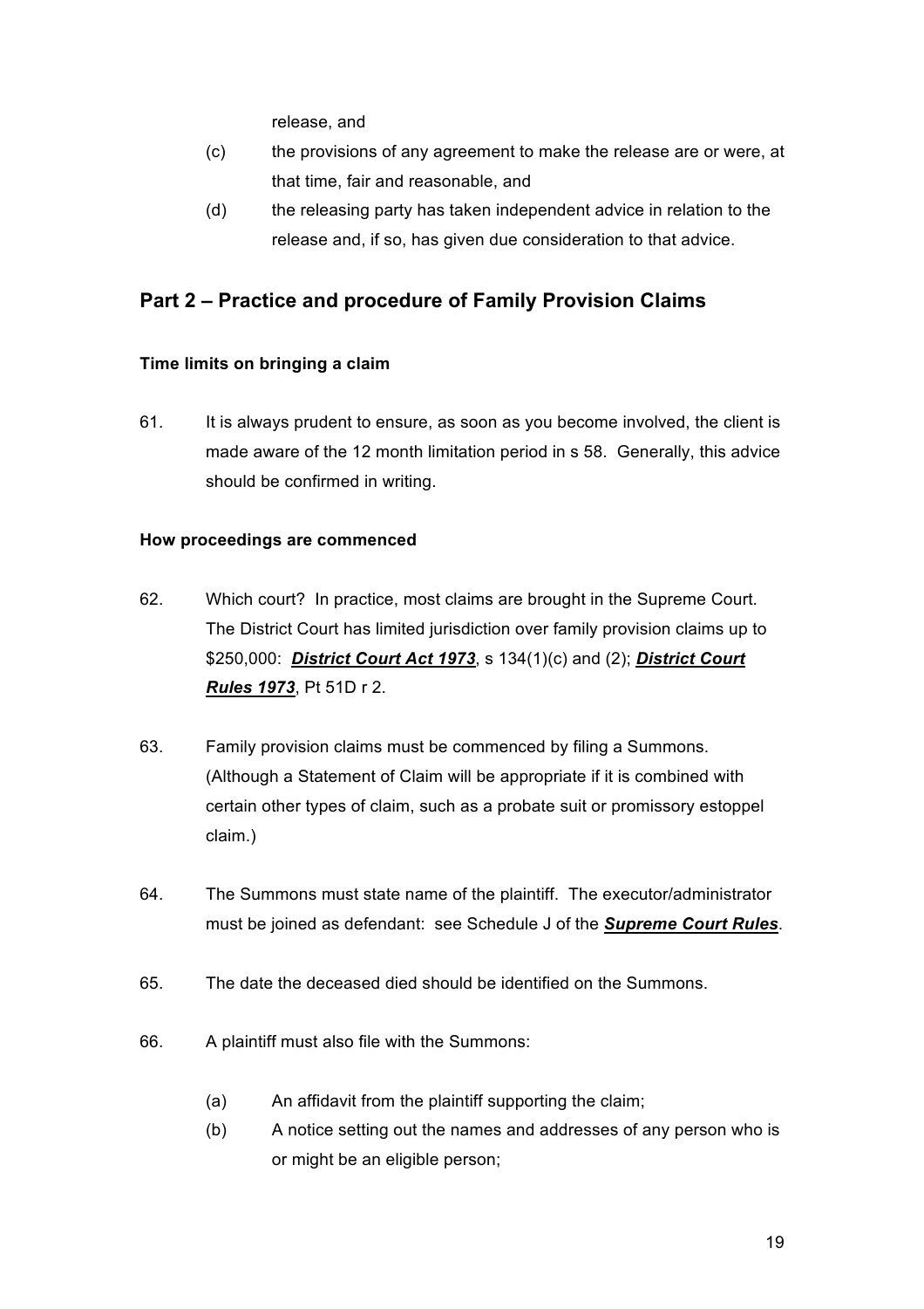release, and

(c) the provisions of any agreement to make the release are or were, at that time, fair and reasonable, and

(d) the releasing party has taken independent advice in relation to the release and, if so, has given due consideration to that advice.

## Part 2 – Practice and procedure of Family Provision Claims

### Time limits on bringing a claim

61. It is always prudent to ensure, as soon as you become involved, the client is made aware of the 12 month limitation period in s 58. Generally, this advice should be confirmed in writing.

### How proceedings are commenced

62. Which court? In practice, most claims are brought in the Supreme Court. The District Court has limited jurisdiction over family provision claims up to $250,000: ***District Court Act 1973***, s 134(1)(c) and (2); ***District Court Rules 1973***, Pt 51D r 2.

63. Family provision claims must be commenced by filing a Summons. (Although a Statement of Claim will be appropriate if it is combined with certain other types of claim, such as a probate suit or promissory estoppel claim.)

64. The Summons must state name of the plaintiff. The executor/administrator must be joined as defendant: see Schedule J of the ***Supreme Court Rules***.

65. The date the deceased died should be identified on the Summons.

66. A plaintiff must also file with the Summons:

(a) An affidavit from the plaintiff supporting the claim;

(b) A notice setting out the names and addresses of any person who is or might be an eligible person;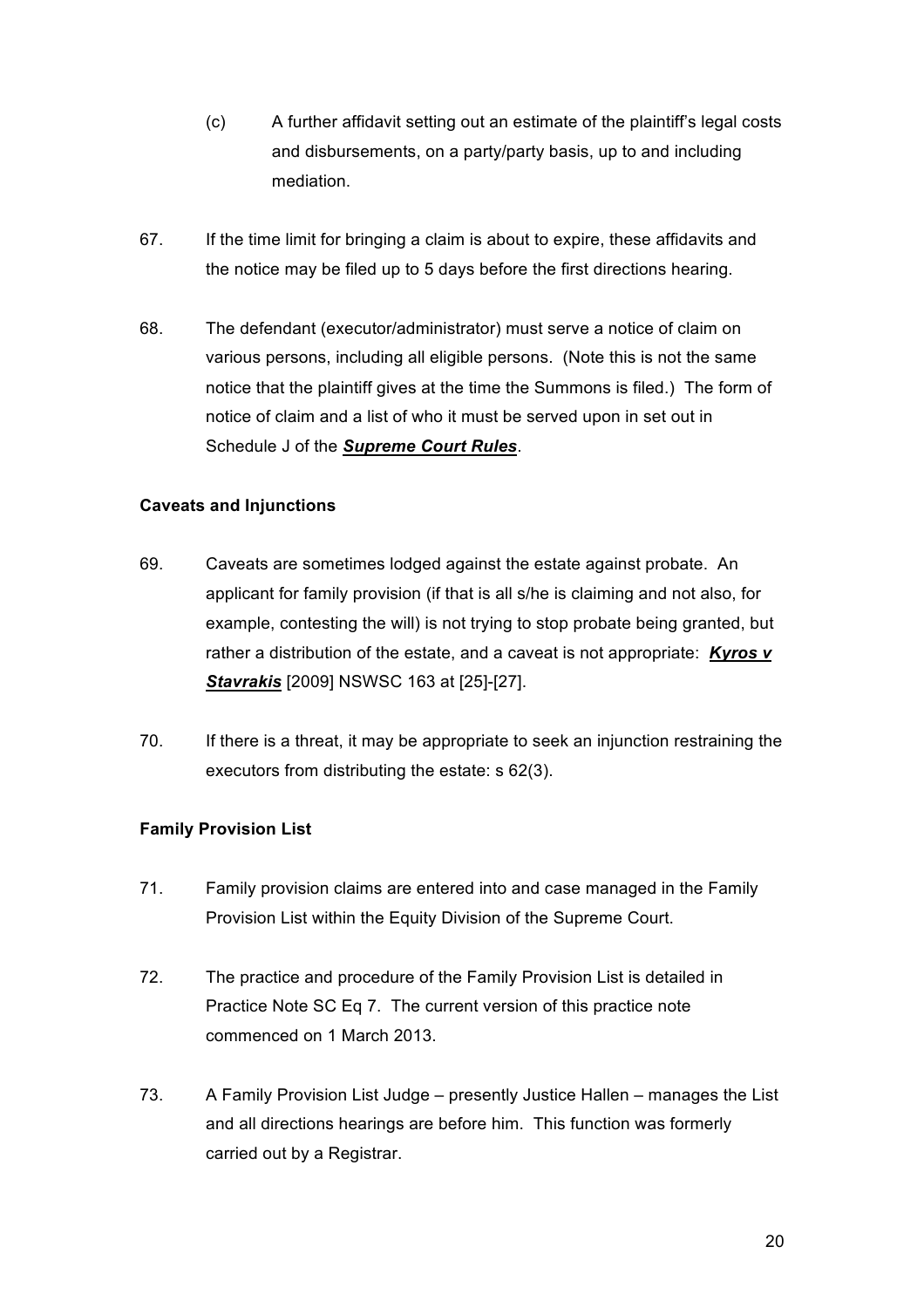(c) A further affidavit setting out an estimate of the plaintiff's legal costs and disbursements, on a party/party basis, up to and including mediation.

67. If the time limit for bringing a claim is about to expire, these affidavits and the notice may be filed up to 5 days before the first directions hearing.

68. The defendant (executor/administrator) must serve a notice of claim on various persons, including all eligible persons. (Note this is not the same notice that the plaintiff gives at the time the Summons is filed.) The form of notice of claim and a list of who it must be served upon in set out in Schedule J of the ***Supreme Court Rules***.

**Caveats and Injunctions**

69. Caveats are sometimes lodged against the estate against probate. An applicant for family provision (if that is all s/he is claiming and not also, for example, contesting the will) is not trying to stop probate being granted, but rather a distribution of the estate, and a caveat is not appropriate: ***Kyros v Stavrakis*** [2009] NSWSC 163 at [25]-[27].

70. If there is a threat, it may be appropriate to seek an injunction restraining the executors from distributing the estate: s 62(3).

**Family Provision List**

71. Family provision claims are entered into and case managed in the Family Provision List within the Equity Division of the Supreme Court.

72. The practice and procedure of the Family Provision List is detailed in Practice Note SC Eq 7. The current version of this practice note commenced on 1 March 2013.

73. A Family Provision List Judge – presently Justice Hallen – manages the List and all directions hearings are before him. This function was formerly carried out by a Registrar.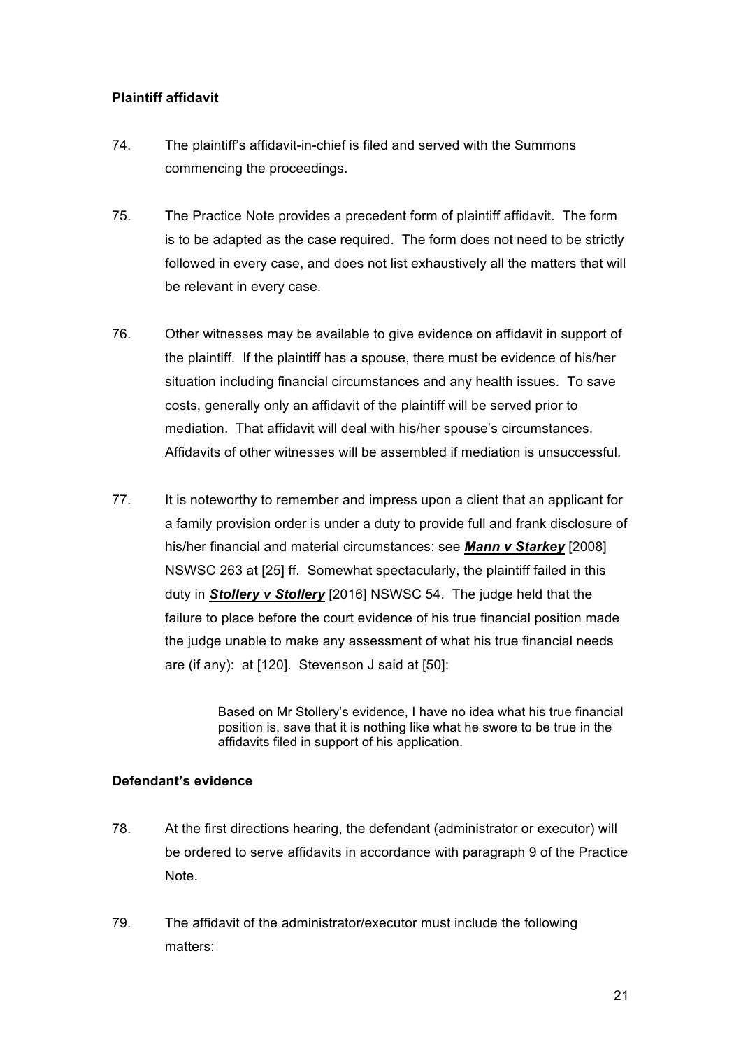**Plaintiff affidavit**

74. The plaintiff's affidavit-in-chief is filed and served with the Summons commencing the proceedings.

75. The Practice Note provides a precedent form of plaintiff affidavit. The form is to be adapted as the case required. The form does not need to be strictly followed in every case, and does not list exhaustively all the matters that will be relevant in every case.

76. Other witnesses may be available to give evidence on affidavit in support of the plaintiff. If the plaintiff has a spouse, there must be evidence of his/her situation including financial circumstances and any health issues. To save costs, generally only an affidavit of the plaintiff will be served prior to mediation. That affidavit will deal with his/her spouse's circumstances. Affidavits of other witnesses will be assembled if mediation is unsuccessful.

77. It is noteworthy to remember and impress upon a client that an applicant for a family provision order is under a duty to provide full and frank disclosure of his/her financial and material circumstances: see ***Mann v Starkey*** [2008] NSWSC 263 at [25] ff. Somewhat spectacularly, the plaintiff failed in this duty in ***Stollery v Stollery*** [2016] NSWSC 54. The judge held that the failure to place before the court evidence of his true financial position made the judge unable to make any assessment of what his true financial needs are (if any): at [120]. Stevenson J said at [50]:

> Based on Mr Stollery's evidence, I have no idea what his true financial position is, save that it is nothing like what he swore to be true in the affidavits filed in support of his application.

**Defendant's evidence**

78. At the first directions hearing, the defendant (administrator or executor) will be ordered to serve affidavits in accordance with paragraph 9 of the Practice Note.

79. The affidavit of the administrator/executor must include the following matters: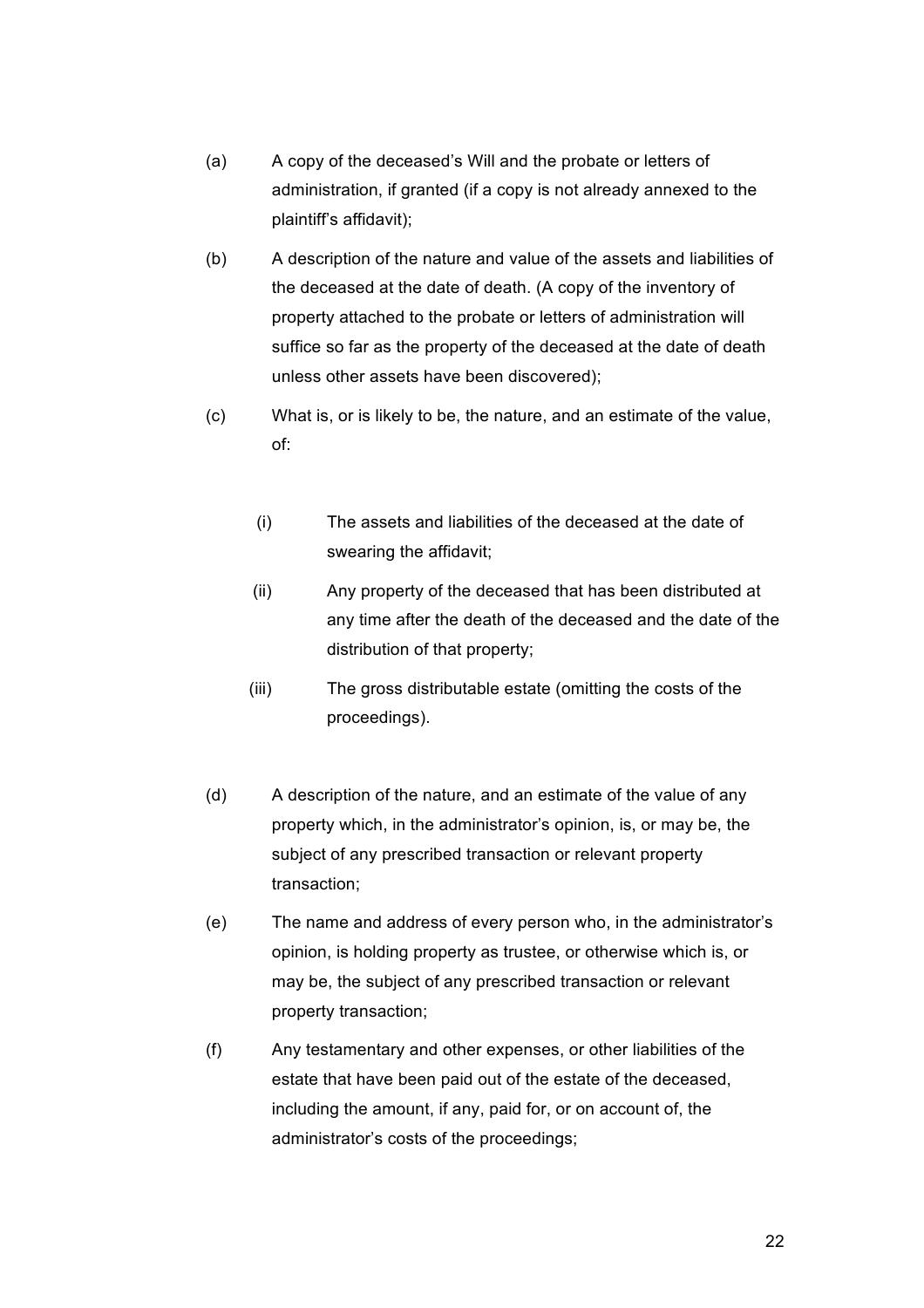(a) A copy of the deceased's Will and the probate or letters of administration, if granted (if a copy is not already annexed to the plaintiff's affidavit);

(b) A description of the nature and value of the assets and liabilities of the deceased at the date of death. (A copy of the inventory of property attached to the probate or letters of administration will suffice so far as the property of the deceased at the date of death unless other assets have been discovered);

(c) What is, or is likely to be, the nature, and an estimate of the value, of:

    (i) The assets and liabilities of the deceased at the date of swearing the affidavit;

    (ii) Any property of the deceased that has been distributed at any time after the death of the deceased and the date of the distribution of that property;

    (iii) The gross distributable estate (omitting the costs of the proceedings).

(d) A description of the nature, and an estimate of the value of any property which, in the administrator's opinion, is, or may be, the subject of any prescribed transaction or relevant property transaction;

(e) The name and address of every person who, in the administrator's opinion, is holding property as trustee, or otherwise which is, or may be, the subject of any prescribed transaction or relevant property transaction;

(f) Any testamentary and other expenses, or other liabilities of the estate that have been paid out of the estate of the deceased, including the amount, if any, paid for, or on account of, the administrator's costs of the proceedings;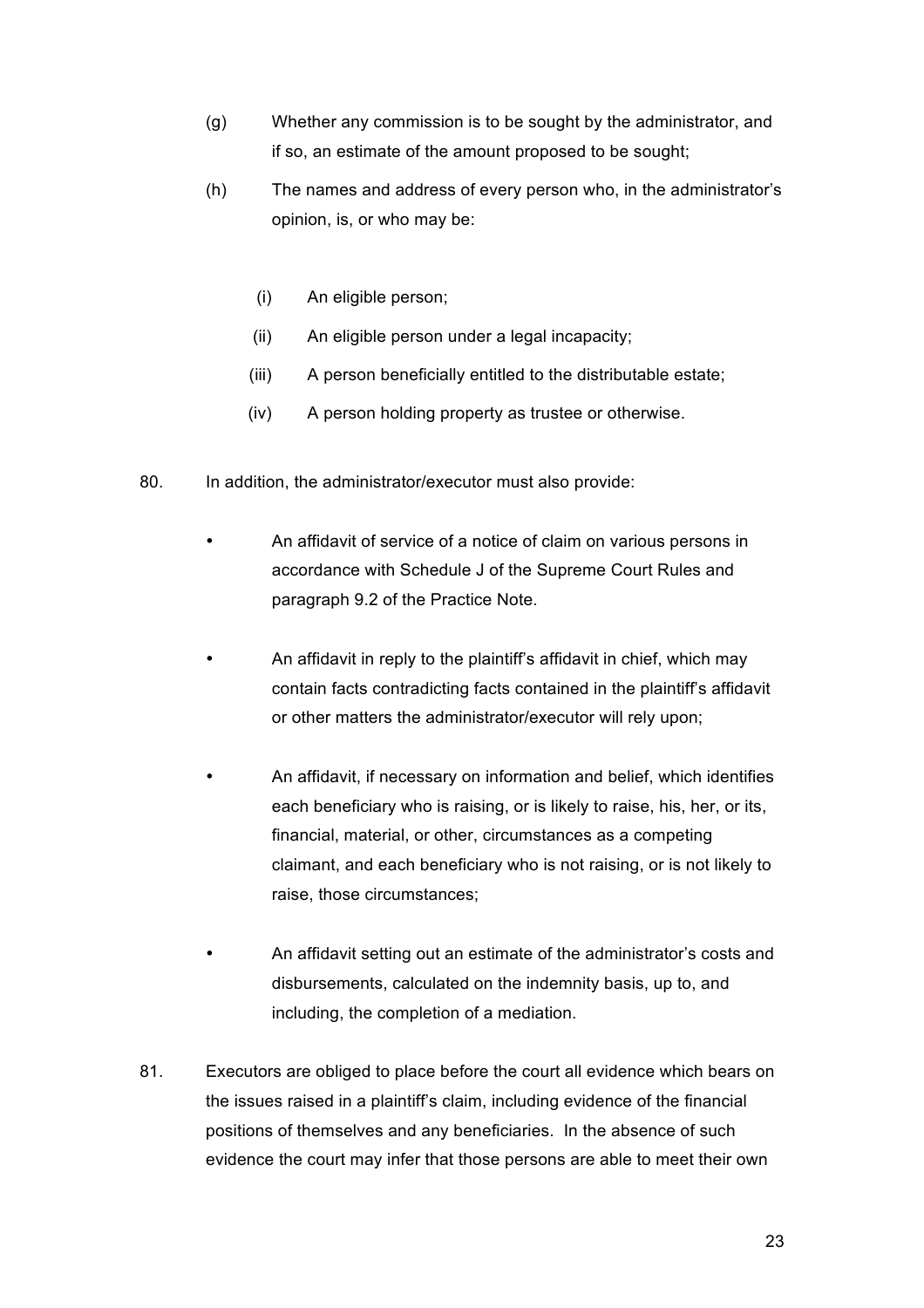(g) Whether any commission is to be sought by the administrator, and if so, an estimate of the amount proposed to be sought;

(h) The names and address of every person who, in the administrator's opinion, is, or who may be:

  (i) An eligible person;

  (ii) An eligible person under a legal incapacity;

  (iii) A person beneficially entitled to the distributable estate;

  (iv) A person holding property as trustee or otherwise.

80. In addition, the administrator/executor must also provide:

- An affidavit of service of a notice of claim on various persons in accordance with Schedule J of the Supreme Court Rules and paragraph 9.2 of the Practice Note.

- An affidavit in reply to the plaintiff's affidavit in chief, which may contain facts contradicting facts contained in the plaintiff's affidavit or other matters the administrator/executor will rely upon;

- An affidavit, if necessary on information and belief, which identifies each beneficiary who is raising, or is likely to raise, his, her, or its, financial, material, or other, circumstances as a competing claimant, and each beneficiary who is not raising, or is not likely to raise, those circumstances;

- An affidavit setting out an estimate of the administrator's costs and disbursements, calculated on the indemnity basis, up to, and including, the completion of a mediation.

81. Executors are obliged to place before the court all evidence which bears on the issues raised in a plaintiff's claim, including evidence of the financial positions of themselves and any beneficiaries. In the absence of such evidence the court may infer that those persons are able to meet their own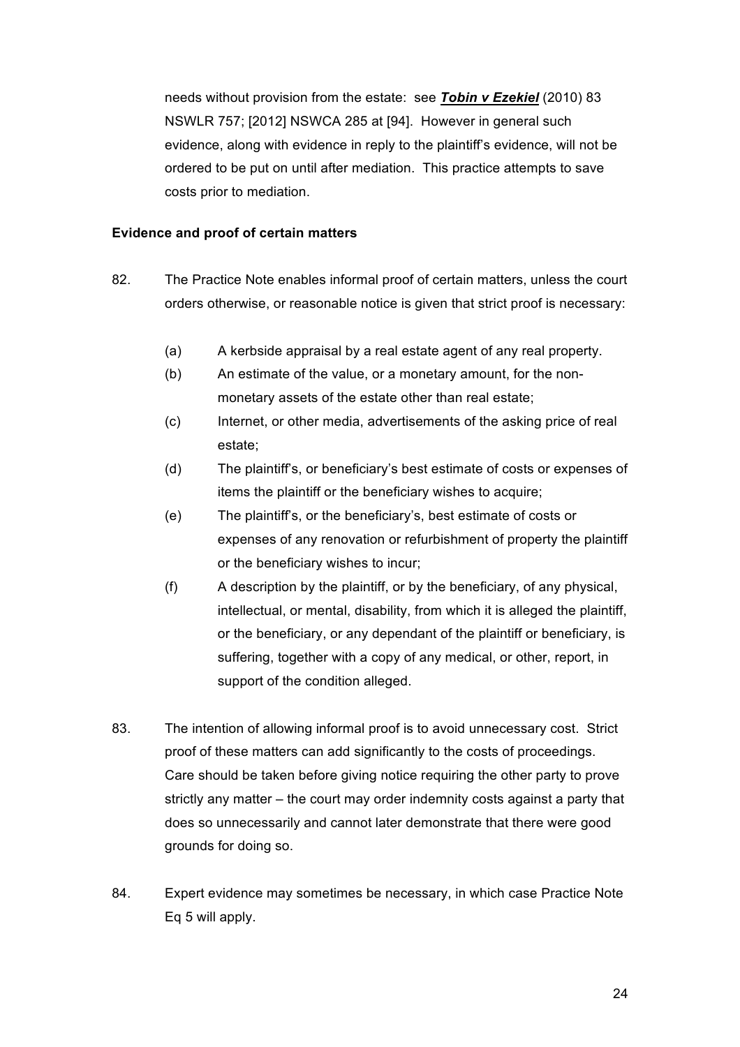needs without provision from the estate: see ***Tobin v Ezekiel*** (2010) 83 NSWLR 757; [2012] NSWCA 285 at [94]. However in general such evidence, along with evidence in reply to the plaintiff's evidence, will not be ordered to be put on until after mediation. This practice attempts to save costs prior to mediation.

**Evidence and proof of certain matters**

82. The Practice Note enables informal proof of certain matters, unless the court orders otherwise, or reasonable notice is given that strict proof is necessary:

    (a) A kerbside appraisal by a real estate agent of any real property.

    (b) An estimate of the value, or a monetary amount, for the non-monetary assets of the estate other than real estate;

    (c) Internet, or other media, advertisements of the asking price of real estate;

    (d) The plaintiff's, or beneficiary's best estimate of costs or expenses of items the plaintiff or the beneficiary wishes to acquire;

    (e) The plaintiff's, or the beneficiary's, best estimate of costs or expenses of any renovation or refurbishment of property the plaintiff or the beneficiary wishes to incur;

    (f) A description by the plaintiff, or by the beneficiary, of any physical, intellectual, or mental, disability, from which it is alleged the plaintiff, or the beneficiary, or any dependant of the plaintiff or beneficiary, is suffering, together with a copy of any medical, or other, report, in support of the condition alleged.

83. The intention of allowing informal proof is to avoid unnecessary cost. Strict proof of these matters can add significantly to the costs of proceedings. Care should be taken before giving notice requiring the other party to prove strictly any matter – the court may order indemnity costs against a party that does so unnecessarily and cannot later demonstrate that there were good grounds for doing so.

84. Expert evidence may sometimes be necessary, in which case Practice Note Eq 5 will apply.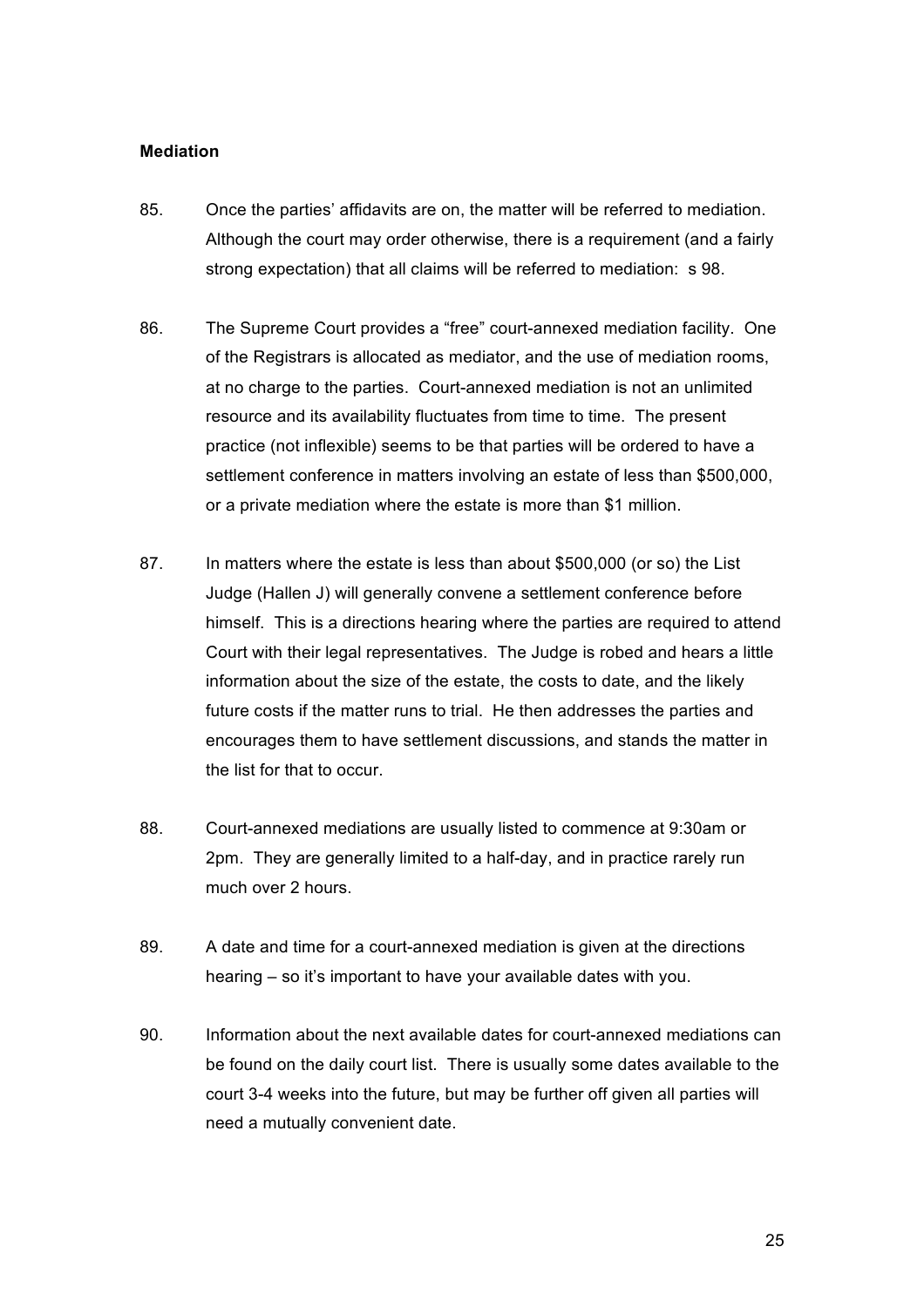**Mediation**

85. Once the parties' affidavits are on, the matter will be referred to mediation. Although the court may order otherwise, there is a requirement (and a fairly strong expectation) that all claims will be referred to mediation: s 98.

86. The Supreme Court provides a "free" court-annexed mediation facility. One of the Registrars is allocated as mediator, and the use of mediation rooms, at no charge to the parties. Court-annexed mediation is not an unlimited resource and its availability fluctuates from time to time. The present practice (not inflexible) seems to be that parties will be ordered to have a settlement conference in matters involving an estate of less than $500,000, or a private mediation where the estate is more than $1 million.

87. In matters where the estate is less than about $500,000 (or so) the List Judge (Hallen J) will generally convene a settlement conference before himself. This is a directions hearing where the parties are required to attend Court with their legal representatives. The Judge is robed and hears a little information about the size of the estate, the costs to date, and the likely future costs if the matter runs to trial. He then addresses the parties and encourages them to have settlement discussions, and stands the matter in the list for that to occur.

88. Court-annexed mediations are usually listed to commence at 9:30am or 2pm. They are generally limited to a half-day, and in practice rarely run much over 2 hours.

89. A date and time for a court-annexed mediation is given at the directions hearing – so it's important to have your available dates with you.

90. Information about the next available dates for court-annexed mediations can be found on the daily court list. There is usually some dates available to the court 3-4 weeks into the future, but may be further off given all parties will need a mutually convenient date.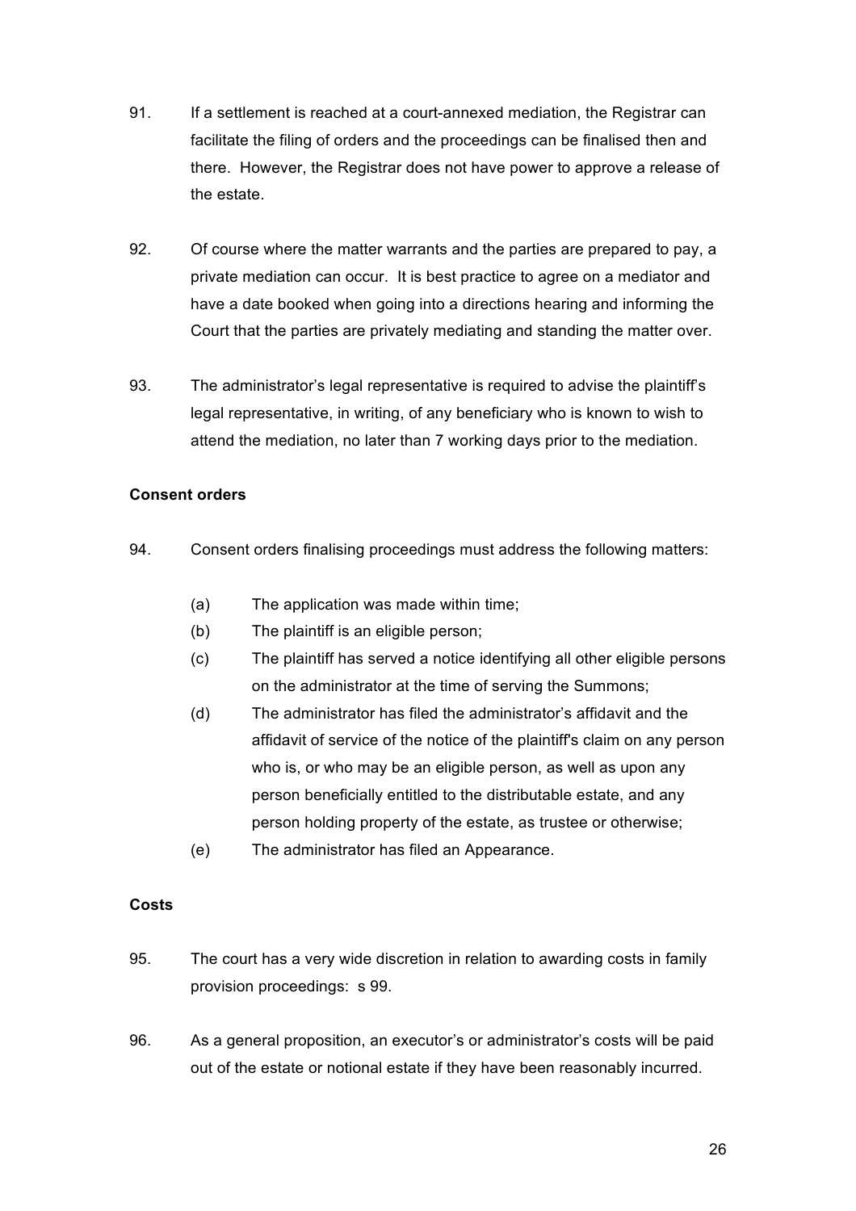91. If a settlement is reached at a court-annexed mediation, the Registrar can facilitate the filing of orders and the proceedings can be finalised then and there. However, the Registrar does not have power to approve a release of the estate.

92. Of course where the matter warrants and the parties are prepared to pay, a private mediation can occur. It is best practice to agree on a mediator and have a date booked when going into a directions hearing and informing the Court that the parties are privately mediating and standing the matter over.

93. The administrator's legal representative is required to advise the plaintiff's legal representative, in writing, of any beneficiary who is known to wish to attend the mediation, no later than 7 working days prior to the mediation.

**Consent orders**

94. Consent orders finalising proceedings must address the following matters:

    (a) The application was made within time;

    (b) The plaintiff is an eligible person;

    (c) The plaintiff has served a notice identifying all other eligible persons on the administrator at the time of serving the Summons;

    (d) The administrator has filed the administrator's affidavit and the affidavit of service of the notice of the plaintiff's claim on any person who is, or who may be an eligible person, as well as upon any person beneficially entitled to the distributable estate, and any person holding property of the estate, as trustee or otherwise;

    (e) The administrator has filed an Appearance.

**Costs**

95. The court has a very wide discretion in relation to awarding costs in family provision proceedings: s 99.

96. As a general proposition, an executor's or administrator's costs will be paid out of the estate or notional estate if they have been reasonably incurred.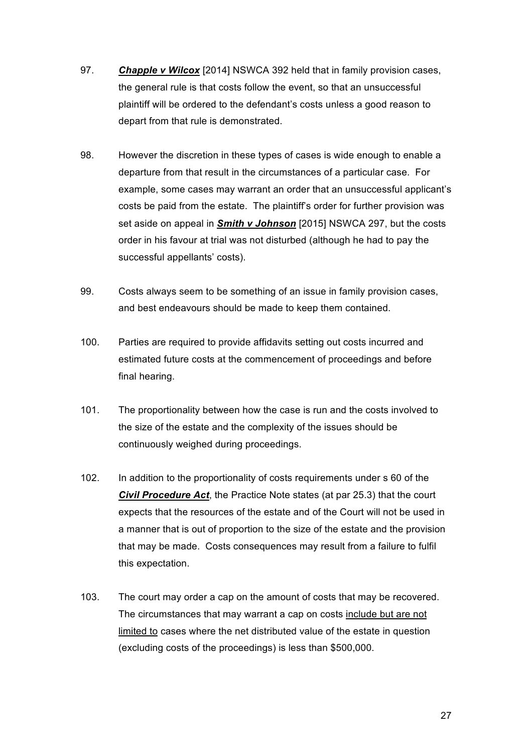97. ***Chapple v Wilcox*** [2014] NSWCA 392 held that in family provision cases, the general rule is that costs follow the event, so that an unsuccessful plaintiff will be ordered to the defendant's costs unless a good reason to depart from that rule is demonstrated.

98. However the discretion in these types of cases is wide enough to enable a departure from that result in the circumstances of a particular case. For example, some cases may warrant an order that an unsuccessful applicant's costs be paid from the estate. The plaintiff's order for further provision was set aside on appeal in ***Smith v Johnson*** [2015] NSWCA 297, but the costs order in his favour at trial was not disturbed (although he had to pay the successful appellants' costs).

99. Costs always seem to be something of an issue in family provision cases, and best endeavours should be made to keep them contained.

100. Parties are required to provide affidavits setting out costs incurred and estimated future costs at the commencement of proceedings and before final hearing.

101. The proportionality between how the case is run and the costs involved to the size of the estate and the complexity of the issues should be continuously weighed during proceedings.

102. In addition to the proportionality of costs requirements under s 60 of the ***Civil Procedure Act***, the Practice Note states (at par 25.3) that the court expects that the resources of the estate and of the Court will not be used in a manner that is out of proportion to the size of the estate and the provision that may be made. Costs consequences may result from a failure to fulfil this expectation.

103. The court may order a cap on the amount of costs that may be recovered. The circumstances that may warrant a cap on costs <u>include but are not limited to</u> cases where the net distributed value of the estate in question (excluding costs of the proceedings) is less than $500,000.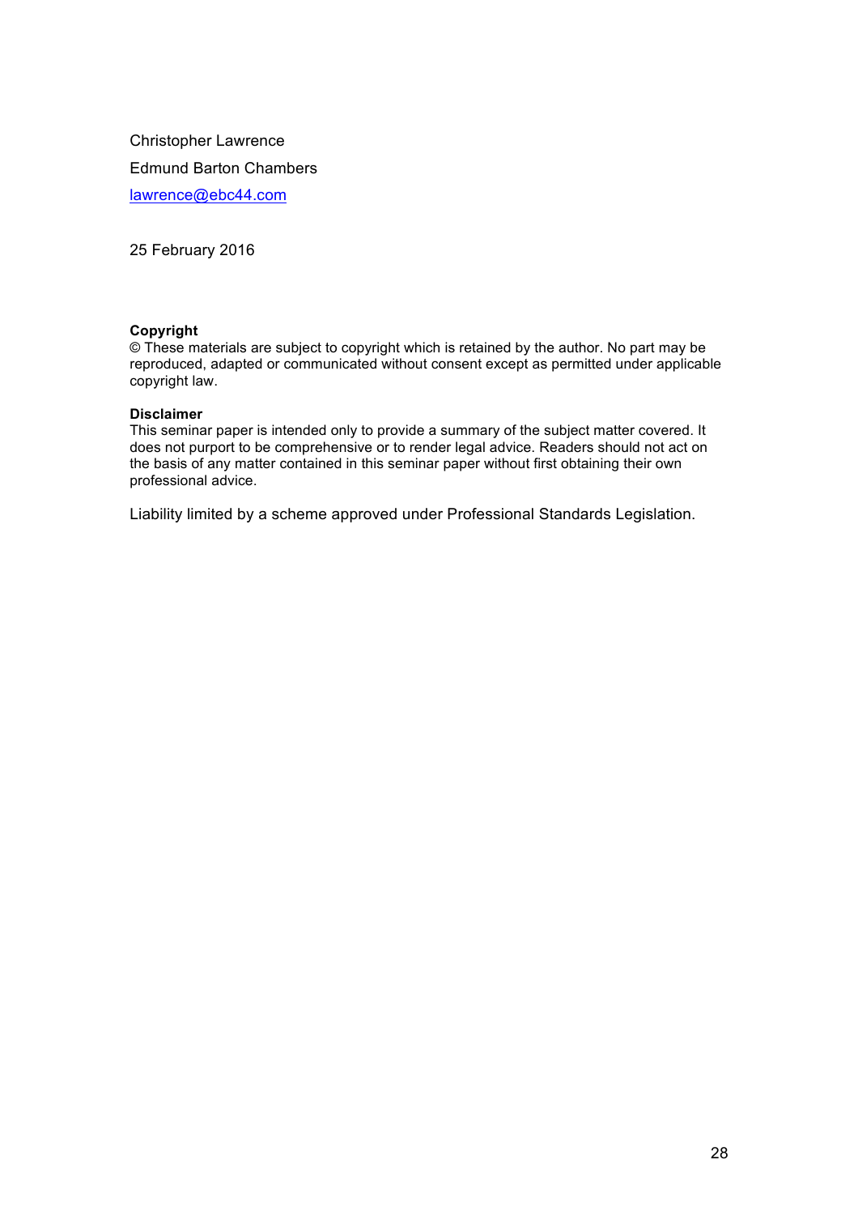Christopher Lawrence

Edmund Barton Chambers

lawrence@ebc44.com

25 February 2016

**Copyright**

© These materials are subject to copyright which is retained by the author. No part may be reproduced, adapted or communicated without consent except as permitted under applicable copyright law.

**Disclaimer**

This seminar paper is intended only to provide a summary of the subject matter covered. It does not purport to be comprehensive or to render legal advice. Readers should not act on the basis of any matter contained in this seminar paper without first obtaining their own professional advice.

Liability limited by a scheme approved under Professional Standards Legislation.